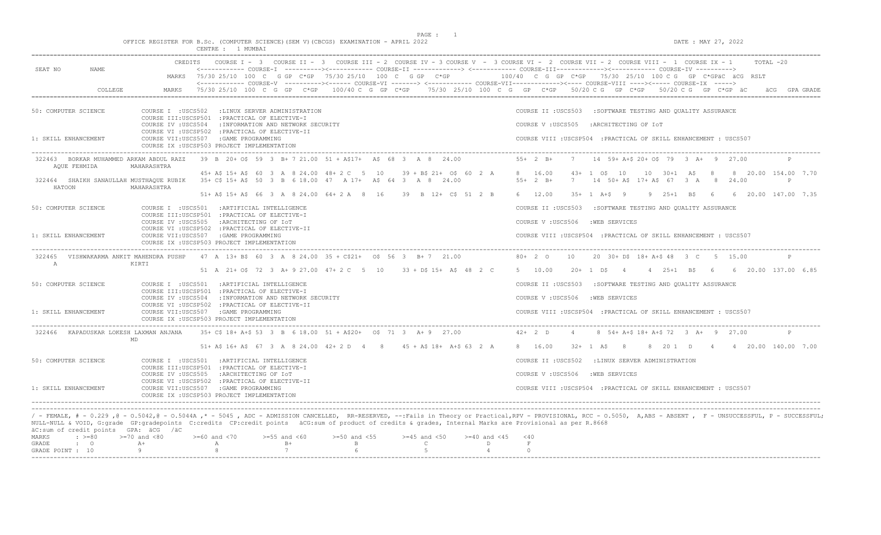OFFICE REGISTER FOR B.Sc. (COMPUTER SCIENCE)(SEM V)(CBCGS) EXAMINATION - APRIL 2022

CENTRE : 1 MUMBAI

DATE : MAY 27, 2022

```
                              CREDITS   COURSE I - 3  COURSE II - 3  COURSE III - 2 COURSE IV - 3 COURSE V  - 3 COURSE VI - 2  COURSE VII - 2  COURSE VIII - 1  COURSE IX - 1      TOTAL -20
SEAT NO      NAME                       <------------ COURSE-I  ---------><----------- COURSE-II -------------> <------------ COURSE-III------------><----------- COURSE-IV ---------->
                              MARKS  75/30 25/10  100  C   G GP  C*GP   75/30 25/10  100  C   G GP  C*GP            100/40  C  G  GP  C*GP    75/30  25/10  100 C G   GP  C*GPäC  äCG  RSLT
                                    <------------ COURSE-V  ---------><------ COURSE-VI -------> <------------ COURSE-VII-------------><---- COURSE-VIII ----><----- COURSE-IX ----->
             COLLEGE          MARKS  75/30 25/10  100  C  G  GP   C*GP     100/40 C  G  GP  C*GP    75/30  25/10  100  C  G   GP   C*GP    50/20 C G   GP  C*GP    50/20 C G   GP  C*GP  äC     äCG   GPA GRADE

50: COMPUTER SCIENCE          COURSE I  :USCS502   :LINUX SERVER ADMINISTRATION                                          COURSE II :USCS503   :SOFTWARE TESTING AND QUALITY ASSURANCE
                              COURSE III:USCSP501  :PRACTICAL OF ELECTIVE-I
                              COURSE IV :USCS504   :INFORMATION AND NETWORK SECURITY                                     COURSE V :USCS505   :ARCHITECTING OF IoT
                              COURSE VI :USCSP502  :PRACTICAL OF ELECTIVE-II
1: SKILL ENHANCEMENT          COURSE VII:USCS507   :GAME PROGRAMMING                                                     COURSE VIII :USCSP504  :PRACTICAL OF SKILL ENHANCEMENT : USCS507
                              COURSE IX :USCSP503 PROJECT IMPLEMENTATION
----------------------------------------------------------------------------------------------------------------------------------------------------------------------------------------------------
 322463   BORKAR MUHAMMED ARKAM ABDUL RAZZ   39  B  20+ O$  59  3  B+ 7 21.00  51 + A$17+  A$  68  3   A  8   24.00            55+  2  B+     7     14  59+ A+$ 20+ O$  79   3  A+   9   27.00           P
    AQUE FEHMIDA        MAHARASHTRA
                                     45+ A$ 15+ A$  60  3  A  8 24.00  48+ 2  C   5   10     39 + B$ 21+  O$  60  2  A     8   16.00     43+  1  O$   10     10   30+1   A$    8     8  20.00  154.00  7.70
 322464   SHAIKH SANAULLAH MUSTHAQUE RUBIK   35+ C$ 15+ A$  50  3  B  6 18.00  47   A 17+   A$  64  3   A  8   24.00            55+  2  B+     7     14  50+ A$  17+ A$  67   3  A    8   24.00           P
    HATOON              MAHARASHTRA
                                     51+ A$ 15+ A$  66  3  A  8 24.00  64+ 2 A   8   16     39   B  12+  C$  51  2  B     6   12.00     35+  1  A+$   9      9   25+1   B$    6     6  20.00  147.00  7.35

50: COMPUTER SCIENCE          COURSE I  :USCS501   :ARTIFICIAL INTELLIGENCE                                              COURSE II :USCS503   :SOFTWARE TESTING AND QUALITY ASSURANCE
                              COURSE III:USCSP501  :PRACTICAL OF ELECTIVE-I
                              COURSE IV :USCS505   :ARCHITECTING OF IoT                                                  COURSE V :USCS506   :WEB SERVICES
                              COURSE VI :USCSP502  :PRACTICAL OF ELECTIVE-II
1: SKILL ENHANCEMENT          COURSE VII:USCS507   :GAME PROGRAMMING                                                     COURSE VIII :USCSP504  :PRACTICAL OF SKILL ENHANCEMENT : USCS507
                              COURSE IX :USCSP503 PROJECT IMPLEMENTATION
----------------------------------------------------------------------------------------------------------------------------------------------------------------------------------------------------
 322465   VISHWAKARMA ANKIT MAHENDRA PUSHP   47  A  13+ B$  60  3  A  8 24.00  35 + C$21+   O$  56  3   B+ 7   21.00            80+  2  O     10     20  30+ D$  18+ A+$ 48   3  C    5   15.00           P
    A                   KIRTI
                                     51  A  21+ O$  72  3  A+ 9 27.00  47+ 2  C   5   10     33 + D$ 15+  A$  48  2  C     5   10.00     20+  1  D$    4      4   25+1   B$    6     6  20.00  137.00  6.85

50: COMPUTER SCIENCE          COURSE I  :USCS501   :ARTIFICIAL INTELLIGENCE                                              COURSE II :USCS503   :SOFTWARE TESTING AND QUALITY ASSURANCE
                              COURSE III:USCSP501  :PRACTICAL OF ELECTIVE-I
                              COURSE IV :USCS504   :INFORMATION AND NETWORK SECURITY                                     COURSE V :USCS506   :WEB SERVICES
                              COURSE VI :USCSP502  :PRACTICAL OF ELECTIVE-II
1: SKILL ENHANCEMENT          COURSE VII:USCS507   :GAME PROGRAMMING                                                     COURSE VIII :USCSP504  :PRACTICAL OF SKILL ENHANCEMENT : USCS507
                              COURSE IX :USCSP503 PROJECT IMPLEMENTATION
----------------------------------------------------------------------------------------------------------------------------------------------------------------------------------------------------
 322466   KAPADUSKAR LOKESH LAXMAN ANJANA    35+ C$ 18+ A+$ 53  3  B  6 18.00  51 + A$20+   O$  71  3   A+ 9   27.00            42+  2  D      4      8  54+ A+$ 18+ A+$ 72   3  A+   9   27.00           P
                        MD
                                     51+ A$ 16+ A$  67  3  A  8 24.00  42+ 2  D   4    8     45 + A$ 18+  A+$ 63  2  A     8   16.00     32+  1  A$    8      8   20 1   D     4     4  20.00  140.00  7.00

50: COMPUTER SCIENCE          COURSE I  :USCS501   :ARTIFICIAL INTELLIGENCE                                              COURSE II :USCS502   :LINUX SERVER ADMINISTRATION
                              COURSE III:USCSP501  :PRACTICAL OF ELECTIVE-I
                              COURSE IV :USCS505   :ARCHITECTING OF IoT                                                  COURSE V :USCS506   :WEB SERVICES
                              COURSE VI :USCSP502  :PRACTICAL OF ELECTIVE-II
1: SKILL ENHANCEMENT          COURSE VII:USCS507   :GAME PROGRAMMING                                                     COURSE VIII :USCSP504  :PRACTICAL OF SKILL ENHANCEMENT : USCS507
                              COURSE IX :USCSP503 PROJECT IMPLEMENTATION
```

/ - FEMALE, # - 0.229 ,@ - 0.5042,@ - 0.5044A ,* - 5045 , ADC - ADMISSION CANCELLED, RR-RESERVED, --:Fails in Theory or Practical,RPV - PROVISIONAL, RCC - 0.5050, A,ABS - ABSENT , F - UNSUCCESSFUL, P - SUCCESSFUL;
NULL-NULL & VOID, G:grade GP:gradepoints C:credits CP:credit points äCG:sum of product of credits & grades, Internal Marks are Provisional as per R.8668
äC:sum of credit points GPA: äCG /äC

| MARKS | : >=80 | >=70 and <80 | >=60 and <70 | >=55 and <60 | >=50 and <55 | >=45 and <50 | >=40 and <45 | <40 |
|---|---|---|---|---|---|---|---|---|
| GRADE | : O | A+ | A | B+ | B | C | D | F |
| GRADE POINT : | 10 | 9 | 8 | 7 | 6 | 5 | 4 | 0 |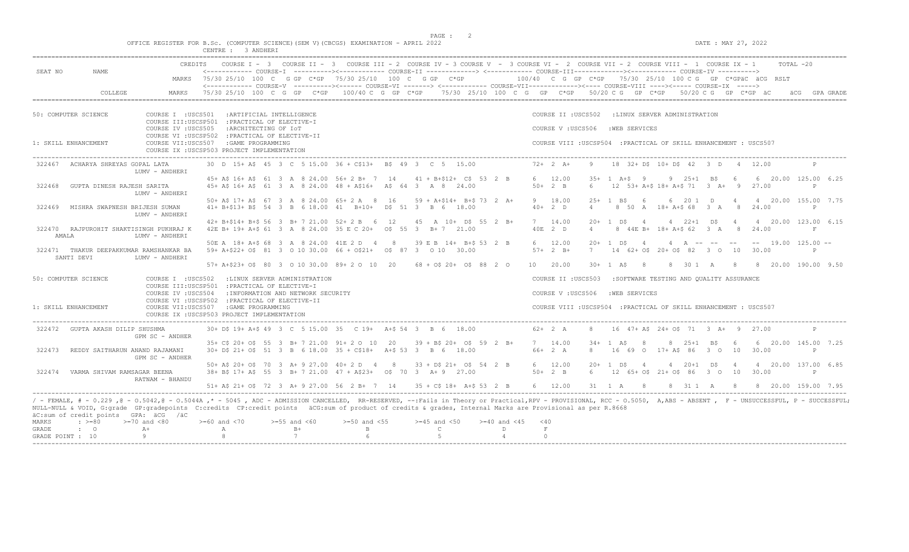OFFICE REGISTER FOR B.Sc. (COMPUTER SCIENCE)(SEM V)(CBCGS) EXAMINATION - APRIL 2022

CENTRE : 3 ANDHERI

DATE : MAY 27, 2022

```
                     CREDITS   COURSE I - 3   COURSE II - 3   COURSE III - 2  COURSE IV - 3 COURSE V  - 3 COURSE VI - 2  COURSE VII - 2  COURSE VIII - 1  COURSE IX - 1      TOTAL -20
SEAT NO     NAME               <------------ COURSE-I  ---------><------------ COURSE-II ------------> <------------ COURSE-III-------------><------------ COURSE-IV ---------->
                     MARKS  75/30 25/10  100  C   G GP  C*GP   75/30 25/10  100  C   G GP  C*GP          100/40  C  G  GP  C*GP    75/30  25/10  100 C G   GP  C*GPäC  äCG  RSLT
                            <------------ COURSE-V  ---------><------ COURSE-VI -------> <------------ COURSE-VII-------------><---- COURSE-VIII ----><---- COURSE-IX  ----->
           COLLEGE   MARKS  75/30 25/10  100  C  G  GP   C*GP    100/40 C  G  GP  C*GP    75/30  25/10  100  C  G   GP   C*GP    50/20 C G   GP  C*GP    50/20 C G   GP  C*GP  äC      äCG   GPA GRADE
```

50: COMPUTER SCIENCE — COURSE I :USCS501 :ARTIFICIAL INTELLIGENCE; COURSE II :USCS502 :LINUX SERVER ADMINISTRATION; COURSE III:USCSP501 :PRACTICAL OF ELECTIVE-I; COURSE IV :USCS505 :ARCHITECTING OF IoT; COURSE V :USCS506 :WEB SERVICES; COURSE VI :USCSP502 :PRACTICAL OF ELECTIVE-II

1: SKILL ENHANCEMENT — COURSE VII:USCS507 :GAME PROGRAMMING; COURSE VIII :USCSP504 :PRACTICAL OF SKILL ENHANCEMENT : USCS507; COURSE IX :USCSP503 PROJECT IMPLEMENTATION

```
 322467  ACHARYA SHREYAS GOPAL LATA        30  D  15+ A$  45  3  C  5 15.00  36 + C$13+  B$  49  3  C  5  15.00             72+  2  A+     9     18  32+ D$  10+ D$  42  3  D   4  12.00          P
                     LUMV - ANDHERI
                                           45+ A$ 16+ A$  61  3  A  8 24.00  56+ 2 B+  7  14     41 + B+$12+  C$  53  2  B     6   12.00      35+  1  A+$   9      9  25+1  B$    6     6  20.00  125.00  6.25
 322468  GUPTA DINESH RAJESH SARITA        45+ A$ 16+ A$  61  3  A  8 24.00  48 + A$16+  A$  64  3  A  8  24.00             50+  2  B      6     12  53+ A+$ 18+ A+$ 71  3  A+  9  27.00          P
                     LUMV - ANDHERI
                                           50+ A$ 17+ A$  67  3  A  8 24.00  65+ 2 A   8  16     59 + A+$14+  B+$ 73  2  A+    9   18.00      25+  1  B$    6      6  20 1  D     4     4  20.00  155.00  7.75
 322469  MISHRA SWAPNESH BRIJESH SUMAN     41+ B+$13+ B$  54  3  B  6 18.00  41   B+10+  D$  51  3  B  6  18.00             40+  2  D      4      8  50  A  18+ A+$ 68  3  A   8  24.00          P
                     LUMV - ANDHERI
                                           42+ B+$14+ B+$ 56  3  B+ 7 21.00  52+ 2 B   6  12     45   A  10+  D$  55  2  B+    7   14.00      20+  1  D$    4      4  22+1  D$    4     4  20.00  123.00  6.15
 322470  RAJPUROHIT SHAKTISINGH PUKHRAJ K  42E B+ 19+ A+$ 61  3  A  8 24.00  35 E C 20+  O$  55  3  B+ 7  21.00             40E  2  D      4      8  44E B+  18+ A+$ 62  3  A   8  24.00          F
   AMALA             LUMV - ANDHERI
                                           50E A  18+ A+$ 68  3  A  8 24.00  41E 2 D   4   8     39 E B  14+  B+$ 53  2  B     6   12.00      20+  1  D$    4      4   A  --  --   --    --  19.00  125.00  --
 322471  THAKUR DEEPAKKUMAR RAMSHANKAR BA  59+ A+$22+ O$  81  3  O 10 30.00  66 + O$21+  O$  87  3  O 10  30.00             57+  2  B+     7     14  62+ O$  20+ O$  82  3  O  10  30.00          P
   SANTI DEVI        LUMV - ANDHERI
                                           57+ A+$23+ O$  80  3  O 10 30.00  89+ 2 O  10  20     68 + O$ 20+  O$  88  2  O    10   20.00      30+  1  A$    8      8  30 1  A     8     8  20.00  190.00  9.50
```

50: COMPUTER SCIENCE — COURSE I :USCS502 :LINUX SERVER ADMINISTRATION; COURSE II :USCS503 :SOFTWARE TESTING AND QUALITY ASSURANCE; COURSE III:USCSP501 :PRACTICAL OF ELECTIVE-I; COURSE IV :USCS504 :INFORMATION AND NETWORK SECURITY; COURSE V :USCS506 :WEB SERVICES; COURSE VI :USCSP502 :PRACTICAL OF ELECTIVE-II

1: SKILL ENHANCEMENT — COURSE VII:USCS507 :GAME PROGRAMMING; COURSE VIII :USCSP504 :PRACTICAL OF SKILL ENHANCEMENT : USCS507; COURSE IX :USCSP503 PROJECT IMPLEMENTATION

```
 322472  GUPTA AKASH DILIP SHUSHMA         30+ D$ 19+ A+$ 49  3  C  5 15.00  35   C 19+  A+$  54  3  B  6  18.00             62+  2  A      8     16  47+ A$  24+ O$  71  3  A+  9  27.00          P
                     GPM SC - ANDHER
                                           35+ C$ 20+ O$  55  3  B+ 7 21.00  91+ 2 O  10  20     39 + B$ 20+  O$  59  2  B+    7   14.00      34+  1  A$    8      8  25+1  B$    6     6  20.00  145.00  7.25
 322473  REDDY SAITHARUN ANAND RAJAMANI    30+ D$ 21+ O$  51  3  B  6 18.00  35 + C$18+  A+$ 53  3  B  6  18.00             66+  2  A      8     16  69  O  17+ A$  86  3  O  10  30.00          P
                     GPM SC - ANDHER
                                           50+ A$ 20+ O$  70  3  A+ 9 27.00  40+ 2 D   4   8     33 + D$ 21+  O$  54  2  B     6   12.00      20+  1  D$    4      4  20+1  D$    4     4  20.00  137.00  6.85
 322474  VARMA SHIVAM RAMSAGAR BEENA       38+ B$ 17+ A$  55  3  B+ 7 21.00  47 + A$23+  O$  70  3  A+ 9  27.00             50+  2  B      6     12  65+ O$  21+ O$  86  3  O  10  30.00          P
                     RATNAM - BHANDU
                                           51+ A$ 21+ O$  72  3  A+ 9 27.00  56  2 B+  7  14     35 + C$ 18+  A+$ 53  2  B     6   12.00      31   1  A     8      8  31 1  A     8     8  20.00  159.00  7.95
```

/ - FEMALE, # - 0.229 ,@ - O.5042,@ - O.5044A ,* - 5045 , ADC - ADMISSION CANCELLED, RR-RESERVED, --:Fails in Theory or Practical,RPV - PROVISIONAL, RCC - O.5050, A,ABS - ABSENT , F - UNSUCCESSFUL, P - SUCCESSFUL; NULL-NULL & VOID, G:grade GP:gradepoints C:credits CP:credit points äCG:sum of product of credits & grades, Internal Marks are Provisional as per R.8668

äC:sum of credit points GPA: äCG /äC

| MARKS | >=80 | >=70 and <80 | >=60 and <70 | >=55 and <60 | >=50 and <55 | >=45 and <50 | >=40 and <45 | <40 |
|---|---|---|---|---|---|---|---|---|
| GRADE | O | A+ | A | B+ | B | C | D | F |
| GRADE POINT | 10 | 9 | 8 | 7 | 6 | 5 | 4 | 0 |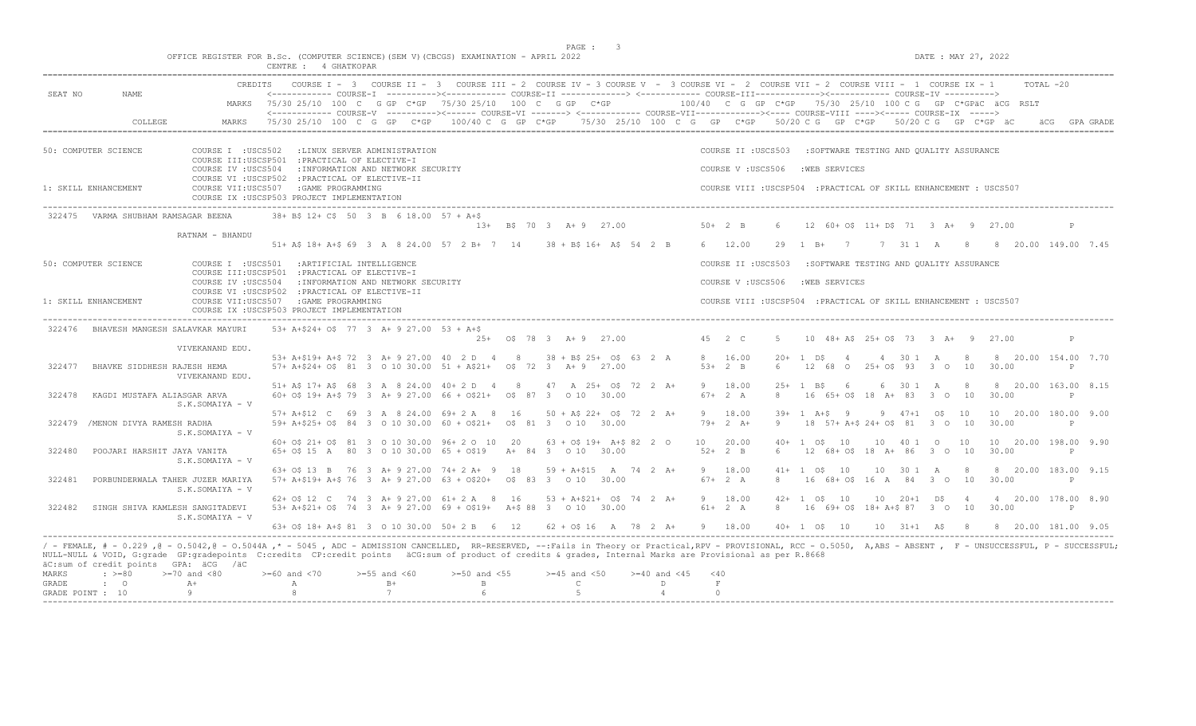OFFICE REGISTER FOR B.Sc. (COMPUTER SCIENCE)(SEM V)(CBCGS) EXAMINATION - APRIL 2022

CENTRE : 4 GHATKOPAR

DATE : MAY 27, 2022

```
                              CREDITS   COURSE I - 3   COURSE II - 3   COURSE III - 2  COURSE IV - 3 COURSE V  - 3 COURSE VI - 2  COURSE VII - 2  COURSE VIII - 1  COURSE IX - 1      TOTAL -20
SEAT NO      NAME                       <------------ COURSE-I  ---------><------------ COURSE-II -------------> <------------ COURSE-III-------------><------------ COURSE-IV ---------->
                              MARKS  75/30 25/10  100  C   G GP  C*GP   75/30 25/10   100  C   G GP   C*GP              100/40   C  G  GP  C*GP    75/30  25/10  100 C G   GP  C*GPäC  äCG  RSLT
                                        <------------ COURSE-V  ----------><------ COURSE-VI -------> <------------ COURSE-VII------------><---- COURSE-VIII ----><----- COURSE-IX  ----->
           COLLEGE            MARKS  75/30 25/10  100  C  G  GP   C*GP     100/40 C  G  GP  C*GP      75/30  25/10  100  C  G   GP   C*GP     50/20 C G   GP  C*GP     50/20 C G   GP  C*GP  äC       äCG   GPA GRADE

50: COMPUTER SCIENCE         COURSE I  :USCS502   :LINUX SERVER ADMINISTRATION                                               COURSE II :USCS503   :SOFTWARE TESTING AND QUALITY ASSURANCE
                             COURSE III:USCSP501  :PRACTICAL OF ELECTIVE-I
                             COURSE IV :USCS504   :INFORMATION AND NETWORK SECURITY                                          COURSE V :USCS506   :WEB SERVICES
                             COURSE VI :USCSP502  :PRACTICAL OF ELECTIVE-II
1: SKILL ENHANCEMENT         COURSE VII:USCS507   :GAME PROGRAMMING                                                          COURSE VIII :USCSP504  :PRACTICAL OF SKILL ENHANCEMENT : USCS507
                             COURSE IX :USCSP503 PROJECT IMPLEMENTATION

322475  VARMA SHUBHAM RAMSAGAR BEENA        38+ B$ 12+ C$  50  3  B  6 18.00  57 + A+$
                                                                                  13+  B$  70  3   A+ 9   27.00              50+  2  B      6    12  60+ O$  11+ D$  71   3  A+   9   27.00          P
        RATNAM - BHANDU
                                            51+ A$ 18+ A+$ 69  3  A  8 24.00  57  2 B+  7   14     38 + B$ 16+  A$  54  2  B     6   12.00     29   1  B+    7      7  31 1   A      8     8  20.00 149.00 7.45

50: COMPUTER SCIENCE         COURSE I  :USCS501   :ARTIFICIAL INTELLIGENCE                                                   COURSE II :USCS503   :SOFTWARE TESTING AND QUALITY ASSURANCE
                             COURSE III:USCSP501  :PRACTICAL OF ELECTIVE-I
                             COURSE IV :USCS504   :INFORMATION AND NETWORK SECURITY                                          COURSE V :USCS506   :WEB SERVICES
                             COURSE VI :USCSP502  :PRACTICAL OF ELECTIVE-II
1: SKILL ENHANCEMENT         COURSE VII:USCS507   :GAME PROGRAMMING                                                          COURSE VIII :USCSP504  :PRACTICAL OF SKILL ENHANCEMENT : USCS507
                             COURSE IX :USCSP503 PROJECT IMPLEMENTATION

322476  BHAVESH MANGESH SALAVKAR MAYURI     53+ A+$24+ O$  77  3  A+ 9 27.00  53 + A+$
                                                                                  25+  O$  78  3   A+ 9   27.00              45   2  C      5    10  48+ A$  25+ O$  73   3  A+   9   27.00          P
        VIVEKANAND EDU.
                                            53+ A+$19+ A+$ 72  3  A+ 9 27.00  40  2 D   4    8     38 + B$ 25+  O$  63  2  A     8   16.00     20+  1  D$    4      4  30 1   A      8     8  20.00 154.00 7.70
322477  BHAVKE SIDDHESH RAJESH HEMA         57+ A+$24+ O$  81  3  O 10 30.00  51 + A$21+  O$  72  3   A+ 9   27.00           53+  2  B      6    12  68  O   25+ O$  93   3  O   10   30.00          P
        VIVEKANAND EDU.
                                            51+ A$ 17+ A$  68  3  A  8 24.00  40+ 2 D   4    8     47   A  25+  O$  72  2  A+    9   18.00     25+  1  B$    6      6  30 1   A      8     8  20.00 163.00 8.15
322478  KAGDI MUSTAFA ALIASGAR ARVA         60+ O$ 19+ A+$ 79  3  A+ 9 27.00  66 + O$21+  O$  87  3   O 10   30.00           67+  2  A      8    16  65+ O$  18  A+  83   3  O   10   30.00          P
        S.K.SOMAIYA - V
                                            57+ A+$12  C   69  3  A  8 24.00  69+ 2 A   8   16     50 + A$ 22+  O$  72  2  A+    9   18.00     39+  1  A+$   9      9  47+1   O$    10    10  20.00 180.00 9.00
322479 /MENON DIVYA RAMESH RADHA            59+ A+$25+ O$  84  3  O 10 30.00  60 + O$21+  O$  81  3   O 10   30.00           79+  2  A+     9    18  57+ A+$ 24+ O$  81   3  O   10   30.00          P
        S.K.SOMAIYA - V
                                            60+ O$ 21+ O$  81  3  O 10 30.00  96+ 2 O  10   20     63 + O$ 19+ A+$  82  2  O    10   20.00     40+  1  O$   10     10  40 1   O     10    10  20.00 198.00 9.90
322480  POOJARI HARSHIT JAYA VANITA         65+ O$ 15  A   80  3  O 10 30.00  65 + O$19   A+  84  3   O 10   30.00           52+  2  B      6    12  68+ O$  18  A+  86   3  O   10   30.00          P
        S.K.SOMAIYA - V
                                            63+ O$ 13  B   76  3  A+ 9 27.00  74+ 2 A+  9   18     59 + A+$15   A   74  2  A+    9   18.00     41+  1  O$   10     10  30 1   A      8     8  20.00 183.00 9.15
322481  PORBUNDERWALA TAHER JUZER MARIYA    57+ A+$19+ A+$ 76  3  A+ 9 27.00  63 + O$20+  O$  83  3   O 10   30.00           67+  2  A      8    16  68+ O$  16  A   84   3  O   10   30.00          P
        S.K.SOMAIYA - V
                                            62+ O$ 12  C   74  3  A+ 9 27.00  61+ 2 A   8   16     53 + A+$21+  O$  74  2  A+    9   18.00     42+  1  O$   10     10  20+1   D$     4     4  20.00 178.00 8.90
322482  SINGH SHIVA KAMLESH SANGITADEVI     53+ A+$21+ O$  74  3  A+ 9 27.00  69 + O$19+  A+$ 88  3   O 10   30.00           61+  2  A      8    16  69+ O$  18+ A+$ 87   3  O   10   30.00          P
        S.K.SOMAIYA - V
                                            63+ O$ 18+ A+$ 81  3  O 10 30.00  50+ 2 B   6   12     62 + O$ 16   A   78  2  A+    9   18.00     40+  1  O$   10     10  31+1   A$     8     8  20.00 181.00 9.05
```

/ - FEMALE, # - 0.229 ,@ - 0.5042,@ - 0.5044A ,* - 5045 , ADC - ADMISSION CANCELLED, RR-RESERVED, --:Fails in Theory or Practical,RPV - PROVISIONAL, RCC - O.5050, A,ABS - ABSENT , F - UNSUCCESSFUL, P - SUCCESSFUL;
NULL-NULL & VOID, G:grade GP:gradepoints C:credits CP:credit points äCG:sum of product of credits & grades, Internal Marks are Provisional as per R.8668
äC:sum of credit points GPA: äCG /äC

| MARKS | : >=80 | >=70 and <80 | >=60 and <70 | >=55 and <60 | >=50 and <55 | >=45 and <50 | >=40 and <45 | <40 |
|---|---|---|---|---|---|---|---|---|
| GRADE | : O | A+ | A | B+ | B | C | D | F |
| GRADE POINT | : 10 | 9 | 8 | 7 | 6 | 5 | 4 | 0 |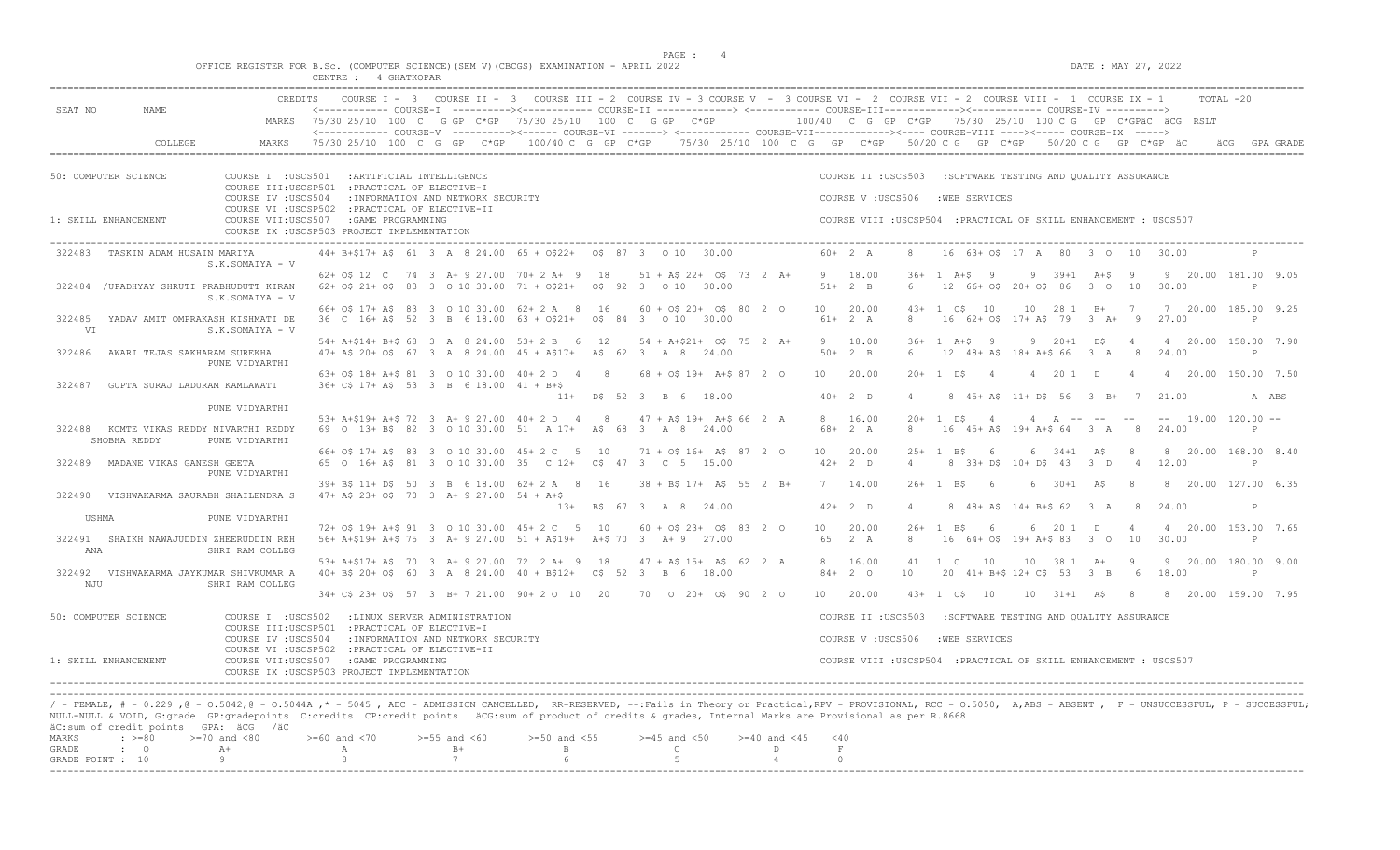OFFICE REGISTER FOR B.Sc. (COMPUTER SCIENCE)(SEM V)(CBCGS) EXAMINATION - APRIL 2022

CENTRE : 4 GHATKOPAR

DATE : MAY 27, 2022

```
                         CREDITS   COURSE I - 3  COURSE II - 3  COURSE III - 2 COURSE IV - 3 COURSE V - 3 COURSE VI - 2  COURSE VII - 2  COURSE VIII - 1  COURSE IX - 1     TOTAL -20
SEAT NO      NAME                  <------------ COURSE-I  ----------><------------ COURSE-II -------------> <------------ COURSE-III-------------><------------ COURSE-IV ---------->
                           MARKS   75/30 25/10  100  C   G GP  C*GP   75/30 25/10  100  C   G GP  C*GP          100/40  C  G  GP  C*GP    75/30  25/10 100 C G  GP  C*GPäC  äCG  RSLT
                                   <------------ COURSE-V  ----------><------ COURSE-VI -------> <------------ COURSE-VII------------><---- COURSE-VIII ----><----- COURSE-IX  ----->
         COLLEGE           MARKS   75/30 25/10  100  C  G  GP   C*GP     100/40 C  G  GP  C*GP     75/30  25/10  100  C  G   GP   C*GP    50/20 C G   GP  C*GP    50/20 C G   GP  C*GP  äC       äCG   GPA GRADE

50: COMPUTER SCIENCE          COURSE I  :USCS501   :ARTIFICIAL INTELLIGENCE                                          COURSE II :USCS503   :SOFTWARE TESTING AND QUALITY ASSURANCE
                              COURSE III:USCSP501  :PRACTICAL OF ELECTIVE-I
                              COURSE IV :USCS504   :INFORMATION AND NETWORK SECURITY                                 COURSE V :USCS506   :WEB SERVICES
                              COURSE VI :USCSP502  :PRACTICAL OF ELECTIVE-II
1: SKILL ENHANCEMENT          COURSE VII:USCS507   :GAME PROGRAMMING                                                 COURSE VIII :USCSP504  :PRACTICAL OF SKILL ENHANCEMENT : USCS507
                              COURSE IX :USCSP503 PROJECT IMPLEMENTATION

 322483   TASKIN ADAM HUSAIN MARIYA          44+ B+$17+ A$  61  3  A  8 24.00   65 + O$22+  O$  87  3   O 10   30.00                 60+  2  A      8     16  63+ O$  17  A   80   3  O   10   30.00          P
                    S.K.SOMAIYA - V
                                             62+ O$ 12  C   74  3  A+ 9 27.00   70+ 2 A+  9   18      51 + A$ 22+  O$  73  2  A+     9   18.00      36+  1  A+$   9     9  39+1  A+$   9     9  20.00  181.00  9.05
 322484  /UPADHYAY SHRUTI PRABHUDUTT KIRAN   62+ O$ 21+ O$  83  3  O 10 30.00   71 + O$21+  O$  92  3   O 10   30.00                 51+  2  B      6     12  66+ O$  20+ O$  86   3  O   10   30.00          P
                    S.K.SOMAIYA - V
                                             66+ O$ 17+ A$  83  3  O 10 30.00   62+ 2 A   8   16      60 + O$ 20+  O$  80  2  O     10   20.00      43+  1  O$   10    10  28 1  B+    7     7  20.00  185.00  9.25
 322485   YADAV AMIT OMPRAKASH KISHMATI DE   36  C  16+ A$  52  3  B  6 18.00   63 + O$21+  O$  84  3   O 10   30.00                 61+  2  A      8     16  62+ O$  17+ A$  79   3  A+   9   27.00          P
    VI              S.K.SOMAIYA - V
                                             54+ A+$14+ B+$ 68  3  A  8 24.00   53+ 2 B   6   12      54 + A+$21+  O$  75  2  A+     9   18.00      36+  1  A+$   9     9  20+1  D$    4     4  20.00  158.00  7.90
 322486   AWARI TEJAS SAKHARAM SUREKHA       47+ A$ 20+ O$  67  3  A  8 24.00   45 + A$17+  A$  62  3   A  8   24.00                 50+  2  B      6     12  48+ A$  18+ A+$ 66   3  A    8   24.00          P
                    PUNE VIDYARTHI
                                             63+ O$ 18+ A+$ 81  3  O 10 30.00   40+ 2 D   4    8      68 + O$ 19+  A+$ 87  2  O     10   20.00      20+  1  D$    4     4  20 1  D     4     4  20.00  150.00  7.50
 322487   GUPTA SURAJ LADURAM KAMLAWATI      36+ C$ 17+ A$  53  3  B  6 18.00   41 + B+$
                                                                                 11+  D$  52  3   B  6   18.00                 40+  2  D      4      8  45+ A$  11+ D$  56   3  B+   7   21.00          A ABS
                    PUNE VIDYARTHI
                                             53+ A+$19+ A+$ 72  3  A+ 9 27.00   40+ 2 D   4    8      47 + A$ 19+  A+$ 66  2  A      8   16.00      20+  1  D$    4     4  A  --  --   --    --  19.00  120.00  --
 322488   KOMTE VIKAS REDDY NIVARTHI REDDY   69  O  13+ B$  82  3  O 10 30.00   51  A 17+   A$  68  3   A  8   24.00                 68+  2  A      8     16  45+ A$  19+ A+$ 64   3  A    8   24.00          P
    SHOBHA REDDY    PUNE VIDYARTHI
                                             66+ O$ 17+ A$  83  3  O 10 30.00   45+ 2 C   5   10      71 + O$ 16+  A$  87  2  O     10   20.00      25+  1  B$    6     6  34+1  A$    8     8  20.00  168.00  8.40
 322489   MADANE VIKAS GANESH GEETA          65  O  16+ A$  81  3  O 10 30.00   35  C 12+   C$  47  3   C  5   15.00                 42+  2  D      4      8  33+ D$  10+ D$  43   3  D    4   12.00          P
                    PUNE VIDYARTHI
                                             39+ B$ 11+ D$  50  3  B  6 18.00   62+ 2 A   8   16      38 + B$ 17+  A$  55  2  B+     7   14.00      26+  1  B$    6     6  30+1  A$    8     8  20.00  127.00  6.35
 322490   VISHWAKARMA SAURABH SHAILENDRA S   47+ A$ 23+ O$  70  3  A+ 9 27.00   54 + A+$
                                                                                 13+  B$  67  3   A  8   24.00                 42+  2  D      4      8  48+ A$  14+ B+$ 62   3  A    8   24.00          P
    USHMA           PUNE VIDYARTHI
                                             72+ O$ 19+ A+$ 91  3  O 10 30.00   45+ 2 C   5   10      60 + O$ 23+  O$  83  2  O     10   20.00      26+  1  B$    6     6  20 1  D     4     4  20.00  153.00  7.65
 322491   SHAIKH NAWAJUDDIN ZHEERUDDIN REH   56+ A+$19+ A+$ 75  3  A+ 9 27.00   51 + A$19+  A+$ 70  3   A+ 9   27.00                 65   2  A      8     16  64+ O$  19+ A+$ 83   3  O   10   30.00          P
    ANA             SHRI RAM COLLEG
                                             53+ A+$17+ A$  70  3  A+ 9 27.00   72  2 A+  9   18      47 + A$ 15+  A$  62  2  A      8   16.00      41   1  O    10    10  38 1  A+    9     9  20.00  180.00  9.00
 322492   VISHWAKARMA JAYKUMAR SHIVKUMAR A   40+ B$ 20+ O$  60  3  A  8 24.00   40 + B$12+  C$  52  3   B  6   18.00                 84+  2  O     10     20  41+ B+$ 12+ C$  53   3  B    6   18.00          P
    NJU             SHRI RAM COLLEG
                                             34+ C$ 23+ O$  57  3  B+ 7 21.00   90+ 2 O  10   20      70   O 20+  O$  90  2  O     10   20.00      43+  1  O$   10    10  31+1  A$    8     8  20.00  159.00  7.95

50: COMPUTER SCIENCE          COURSE I  :USCS502   :LINUX SERVER ADMINISTRATION                                      COURSE II :USCS503   :SOFTWARE TESTING AND QUALITY ASSURANCE
                              COURSE III:USCSP501  :PRACTICAL OF ELECTIVE-I
                              COURSE IV :USCS504   :INFORMATION AND NETWORK SECURITY                                 COURSE V :USCS506   :WEB SERVICES
                              COURSE VI :USCSP502  :PRACTICAL OF ELECTIVE-II
1: SKILL ENHANCEMENT          COURSE VII:USCS507   :GAME PROGRAMMING                                                 COURSE VIII :USCSP504  :PRACTICAL OF SKILL ENHANCEMENT : USCS507
                              COURSE IX :USCSP503 PROJECT IMPLEMENTATION
```

/ - FEMALE, # - 0.229 ,@ - 0.5042,@ - 0.5044A ,* - 5045 , ADC - ADMISSION CANCELLED, RR-RESERVED, --:Fails in Theory or Practical,RPV - PROVISIONAL, RCC - 0.5050, A,ABS - ABSENT , F - UNSUCCESSFUL, P - SUCCESSFUL; NULL-NULL & VOID, G:grade GP:gradepoints C:credits CP:credit points äCG:sum of product of credits & grades, Internal Marks are Provisional as per R.8668

äC:sum of credit points GPA: äCG /äC

| MARKS | : >=80 | >=70 and <80 | >=60 and <70 | >=55 and <60 | >=50 and <55 | >=45 and <50 | >=40 and <45 | <40 |
|---|---|---|---|---|---|---|---|---|
| GRADE | : O | A+ | A | B+ | B | C | D | F |
| GRADE POINT | : 10 | 9 | 8 | 7 | 6 | 5 | 4 | 0 |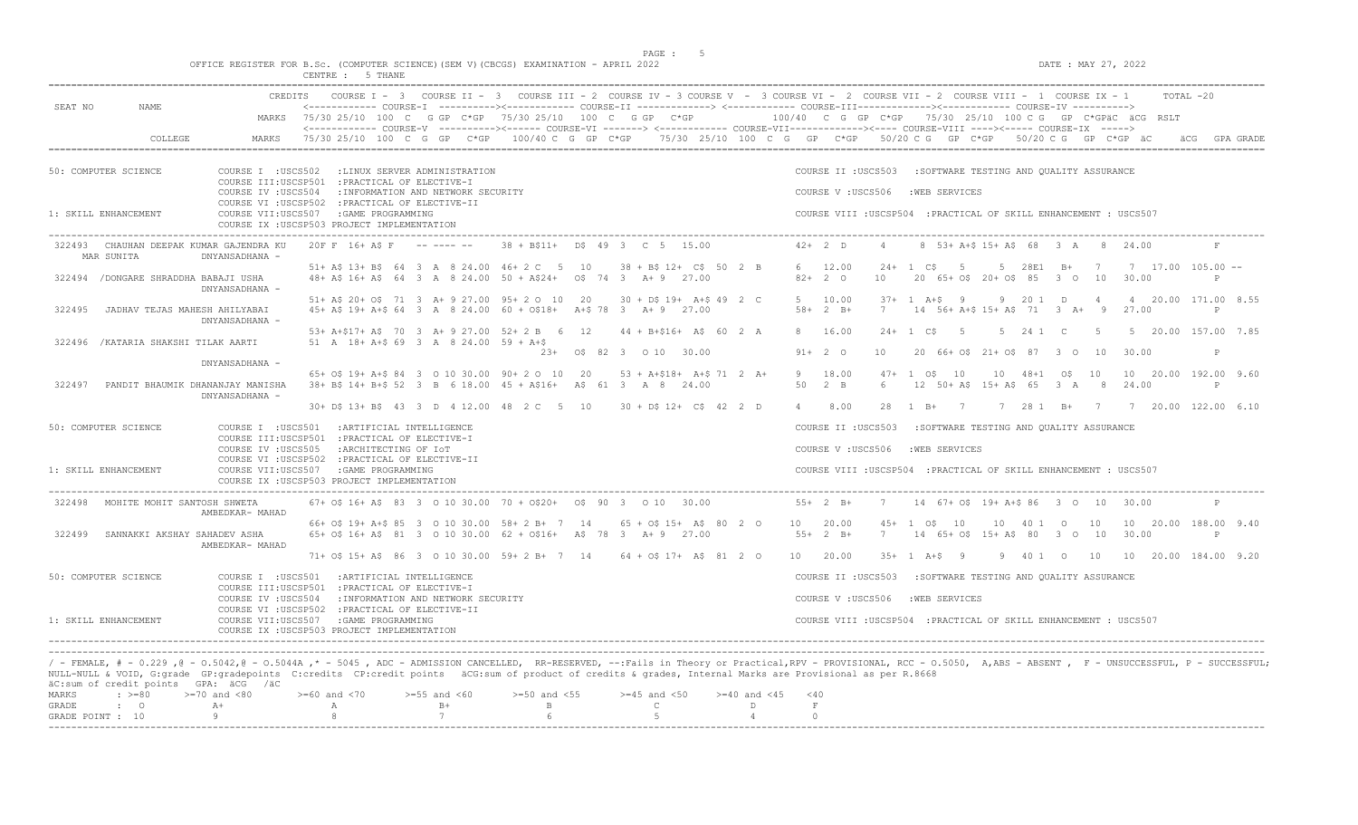OFFICE REGISTER FOR B.Sc. (COMPUTER SCIENCE)(SEM V)(CBCGS) EXAMINATION - APRIL 2022

CENTRE : 5 THANE

DATE : MAY 27, 2022

```
SEAT NO     NAME              CREDITS   COURSE I - 3   COURSE II - 3   COURSE III - 2  COURSE IV - 3 COURSE V - 3 COURSE VI - 2  COURSE VII - 2  COURSE VIII - 1  COURSE IX - 1     TOTAL -20
                                        <------------ COURSE-I  ---------><------------ COURSE-II -------------> <------------ COURSE-III-------------><------------ COURSE-IV ---------->
                              MARKS     75/30 25/10 100 C  G GP  C*GP   75/30 25/10  100  C  G GP  C*GP           100/40  C  G  GP  C*GP    75/30  25/10  100 C G  GP  C*GPäC  äCG  RSLT
                                        <------------ COURSE-V  ----------><------ COURSE-VI -------> <------------ COURSE-VII-------------><---- COURSE-VIII ----><----- COURSE-IX  ----->
        COLLEGE               MARKS     75/30 25/10  100  C  G  GP   C*GP    100/40 C  G  GP  C*GP     75/30  25/10  100  C  G  GP  C*GP     50/20 C G  GP  C*GP     50/20 C G  GP  C*GP  äC     äCG  GPA GRADE

50: COMPUTER SCIENCE        COURSE I  :USCS502   :LINUX SERVER ADMINISTRATION                                         COURSE II :USCS503   :SOFTWARE TESTING AND QUALITY ASSURANCE
                            COURSE III:USCSP501  :PRACTICAL OF ELECTIVE-I
                            COURSE IV :USCS504   :INFORMATION AND NETWORK SECURITY                                    COURSE V :USCS506   :WEB SERVICES
                            COURSE VI :USCSP502  :PRACTICAL OF ELECTIVE-II
1: SKILL ENHANCEMENT        COURSE VII:USCS507   :GAME PROGRAMMING                                                    COURSE VIII :USCSP504  :PRACTICAL OF SKILL ENHANCEMENT : USCS507
                            COURSE IX :USCSP503 PROJECT IMPLEMENTATION

 322493   CHAUHAN DEEPAK KUMAR GAJENDRA KU    20F F  16+ A$ F    -- ---- --     38 + B$11+  D$  49  3   C  5   15.00         42+  2  D      4      8  53+ A+$ 15+ A$  68   3  A    8   24.00            F
    MAR SUNITA           DNYANSADHANA -
                                      51+ A$ 13+ B$  64  3  A  8 24.00  46+ 2 C   5   10     38 + B$ 12+  C$  50  2  B      6   12.00     24+  1  C$    5      5  28E1   B+     7      7  17.00  105.00 --
 322494  /DONGARE SHRADDHA BABAJI USHA      48+ A$ 16+ A$  64  3  A  8 24.00  50 + A$24+   O$  74  3   A+ 9   27.00         82+  2  O      10     20  65+ O$  20+ O$  85   3  O   10   30.00            P
                         DNYANSADHANA -
                                      51+ A$ 20+ O$  71  3  A+ 9 27.00  95+ 2 O  10   20     30 + D$ 19+  A+$ 49  2  C      5   10.00     37+  1  A+$   9      9  20 1   D      4      4  20.00  171.00 8.55
 322495   JADHAV TEJAS MAHESH AHILYABAI     45+ A$ 19+ A+$ 64  3  A  8 24.00  60 + O$18+   A+$ 78  3   A+ 9   27.00         58+  2  B+     7      14  56+ A+$ 15+ A$  71   3  A+   9   27.00            P
                         DNYANSADHANA -
                                      53+ A+$17+ A$  70  3  A+ 9 27.00  52+ 2 B   6   12     44 + B+$16+  A$  60  2  A      8   16.00     24+  1  C$    5      5  24 1   C      5      5  20.00  157.00 7.85
 322496  /KATARIA SHAKSHI TILAK AARTI       51  A  18+ A+$ 69  3  A  8 24.00  59 + A+$
                                                                                   23+   O$  82  3   O 10   30.00         91+  2  O      10     20  66+ O$  21+ O$  87   3  O   10   30.00            P
                         DNYANSADHANA -
                                      65+ O$ 19+ A+$ 84  3  O 10 30.00  90+ 2 O  10   20     53 + A+$18+  A+$ 71  2  A+     9   18.00     47+  1  O$   10     10  48+1   O$    10     10  20.00  192.00 9.60
 322497   PANDIT BHAUMIK DHANANJAY MANISHA  38+ B$ 14+ B+$ 52  3  B  6 18.00  45 + A$16+   A$  61  3   A  8   24.00         50   2  B      6      12  50+ A$  15+ A$  65   3  A    8   24.00            P
                         DNYANSADHANA -
                                      30+ D$ 13+ B$  43  3  D  4 12.00  48  2 C   5   10     30 + D$ 12+  C$  42  2  D      4    8.00     28   1  B+    7      7  28 1   B+     7      7  20.00  122.00 6.10

50: COMPUTER SCIENCE        COURSE I  :USCS501   :ARTIFICIAL INTELLIGENCE                                             COURSE II :USCS503   :SOFTWARE TESTING AND QUALITY ASSURANCE
                            COURSE III:USCSP501  :PRACTICAL OF ELECTIVE-I
                            COURSE IV :USCS505   :ARCHITECTING OF IoT                                                 COURSE V :USCS506   :WEB SERVICES
                            COURSE VI :USCSP502  :PRACTICAL OF ELECTIVE-II
1: SKILL ENHANCEMENT        COURSE VII:USCS507   :GAME PROGRAMMING                                                    COURSE VIII :USCSP504  :PRACTICAL OF SKILL ENHANCEMENT : USCS507
                            COURSE IX :USCSP503 PROJECT IMPLEMENTATION

 322498   MOHITE MOHIT SANTOSH SHWETA       67+ O$ 16+ A$  83  3  O 10 30.00  70 + O$20+   O$  90  3   O 10   30.00         55+  2  B+     7      14  67+ O$  19+ A+$ 86   3  O   10   30.00            P
                         AMBEDKAR- MAHAD
                                      66+ O$ 19+ A+$ 85  3  O 10 30.00  58+ 2 B+  7   14     65 + O$ 15+  A$  80  2  O     10   20.00     45+  1  O$   10     10  40 1   O     10     10  20.00  188.00 9.40
 322499   SANNAKKI AKSHAY SAHADEV ASHA      65+ O$ 16+ A$  81  3  O 10 30.00  62 + O$16+   A$  78  3   A+ 9   27.00         55+  2  B+     7      14  65+ O$  15+ A$  80   3  O   10   30.00            P
                         AMBEDKAR- MAHAD
                                      71+ O$ 15+ A$  86  3  O 10 30.00  59+ 2 B+  7   14     64 + O$ 17+  A$  81  2  O     10   20.00     35+  1  A+$   9      9  40 1   O     10     10  20.00  184.00 9.20

50: COMPUTER SCIENCE        COURSE I  :USCS501   :ARTIFICIAL INTELLIGENCE                                             COURSE II :USCS503   :SOFTWARE TESTING AND QUALITY ASSURANCE
                            COURSE III:USCSP501  :PRACTICAL OF ELECTIVE-I
                            COURSE IV :USCS504   :INFORMATION AND NETWORK SECURITY                                    COURSE V :USCS506   :WEB SERVICES
                            COURSE VI :USCSP502  :PRACTICAL OF ELECTIVE-II
1: SKILL ENHANCEMENT        COURSE VII:USCS507   :GAME PROGRAMMING                                                    COURSE VIII :USCSP504  :PRACTICAL OF SKILL ENHANCEMENT : USCS507
                            COURSE IX :USCSP503 PROJECT IMPLEMENTATION
```

/ - FEMALE, # - 0.229 ,@ - 0.5042,@ - 0.5044A ,* - 5045 , ADC - ADMISSION CANCELLED, RR-RESERVED, --:Fails in Theory or Practical,RPV - PROVISIONAL, RCC - 0.5050, A,ABS - ABSENT , F - UNSUCCESSFUL, P - SUCCESSFUL;
NULL-NULL & VOID, G:grade GP:gradepoints C:credits CP:credit points äCG:sum of product of credits & grades, Internal Marks are Provisional as per R.8668
äC:sum of credit points GPA: äCG /äC

| MARKS | : >=80 | >=70 and <80 | >=60 and <70 | >=55 and <60 | >=50 and <55 | >=45 and <50 | >=40 and <45 | <40 |
|---|---|---|---|---|---|---|---|---|
| GRADE | : O | A+ | A | B+ | B | C | D | F |
| GRADE POINT | : 10 | 9 | 8 | 7 | 6 | 5 | 4 | 0 |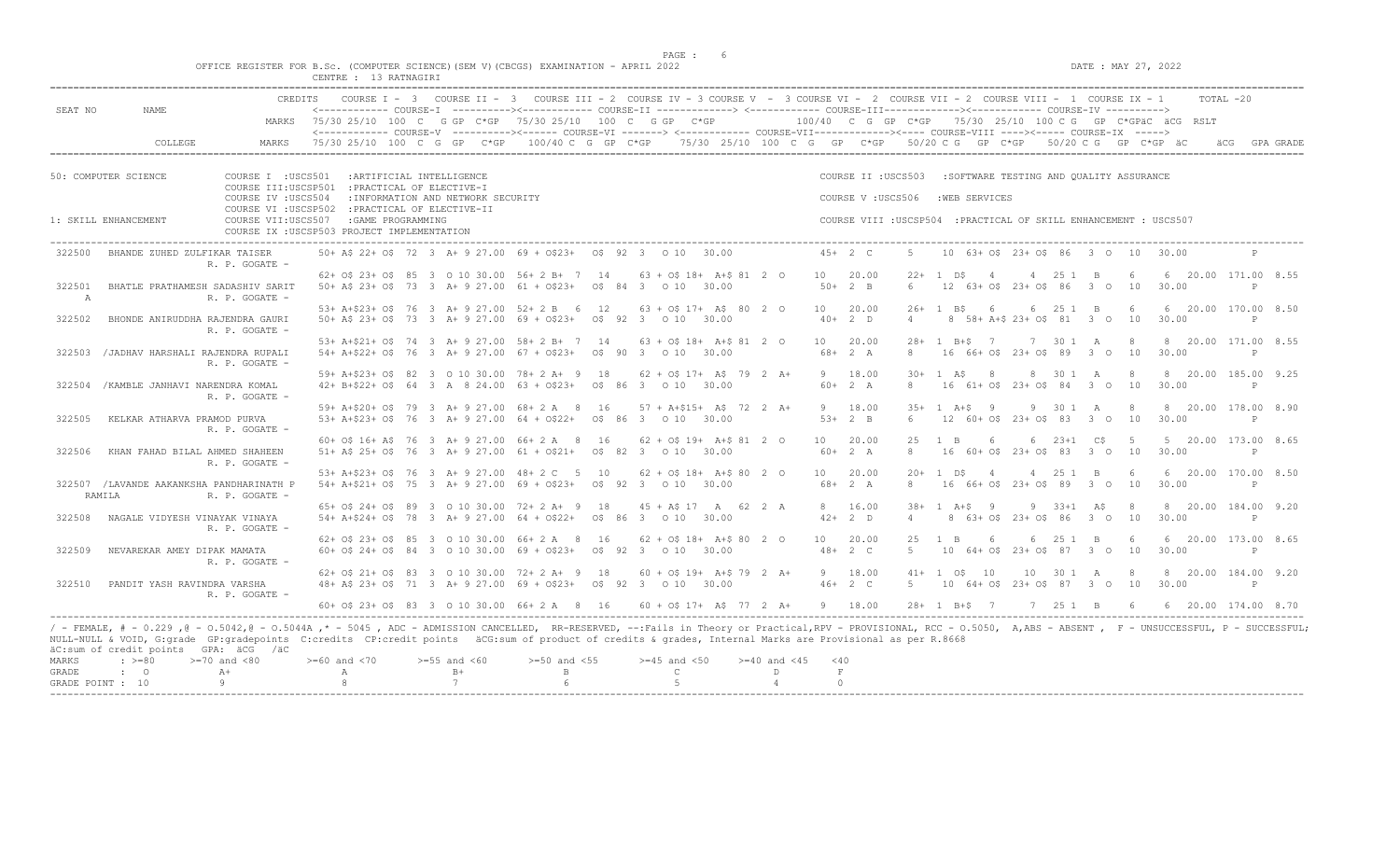OFFICE REGISTER FOR B.Sc. (COMPUTER SCIENCE)(SEM V)(CBCGS) EXAMINATION - APRIL 2022

CENTRE : 13 RATNAGIRI

DATE : MAY 27, 2022

```
SEAT NO    NAME                      CREDITS   COURSE I - 3  COURSE II - 3  COURSE III - 2 COURSE IV - 3 COURSE V - 3 COURSE VI - 2 COURSE VII - 2 COURSE VIII - 1 COURSE IX - 1    TOTAL -20
                                               <------------ COURSE-I ----------><------------ COURSE-II -------------> <------------ COURSE-III-------------><------------ COURSE-IV ---------->
                                     MARKS     75/30 25/10  100  C   G GP  C*GP   75/30 25/10  100  C   G GP  C*GP          100/40  C  G  GP  C*GP    75/30  25/10  100 C G  GP  C*GPäC  äCG  RSLT
                                               <------------ COURSE-V ----------><------ COURSE-VI -------> <------------ COURSE-VII-------------><---- COURSE-VIII ----><----- COURSE-IX ----->
           COLLEGE                   MARKS     75/30 25/10  100  C  G  GP   C*GP     100/40 C  G  GP  C*GP     75/30  25/10  100  C  G   GP   C*GP     50/20 C G   GP  C*GP    50/20 C G   GP  C*GP  äC       äCG  GPA GRADE

50: COMPUTER SCIENCE        COURSE I  :USCS501    :ARTIFICIAL INTELLIGENCE                       COURSE II :USCS503   :SOFTWARE TESTING AND QUALITY ASSURANCE
                            COURSE III:USCSP501   :PRACTICAL OF ELECTIVE-I
                            COURSE IV :USCS504    :INFORMATION AND NETWORK SECURITY              COURSE V :USCS506    :WEB SERVICES
                            COURSE VI :USCSP502   :PRACTICAL OF ELECTIVE-II
1: SKILL ENHANCEMENT        COURSE VII:USCS507    :GAME PROGRAMMING                              COURSE VIII :USCSP504  :PRACTICAL OF SKILL ENHANCEMENT : USCS507
                            COURSE IX :USCSP503 PROJECT IMPLEMENTATION

322500  BHANDE ZUHED ZULFIKAR TAISER      50+ A$ 22+ O$ 72 3 A+ 9 27.00  69 + O$23+  O$ 92 3  O 10  30.00          45+ 2 C     5    10 63+ O$ 23+ O$ 86  3 O  10  30.00           P
        R. P. GOGATE -
                                          62+ O$ 23+ O$ 85 3 O 10 30.00  56+ 2 B+ 7  14    63 + O$ 18+ A+$ 81 2 O   10   20.00    22+ 1 D$   4    4  25 1  B    6   6  20.00 171.00 8.55
322501  BHATLE PRATHAMESH SADASHIV SARIT  50+ A$ 23+ O$ 73 3 A+ 9 27.00  61 + O$23+  O$ 84 3  O 10  30.00          50+ 2 B     6    12 63+ O$ 23+ O$ 86  3 O  10  30.00           P
  A     R. P. GOGATE -
                                          53+ A+$23+ O$ 76 3 A+ 9 27.00  52+ 2 B  6  12    63 + O$ 17+ A$ 80 2 O    10   20.00    26+ 1 B$   6    6  25 1  B    6   6  20.00 170.00 8.50
322502  BHONDE ANIRUDDHA RAJENDRA GAURI   50+ A$ 23+ O$ 73 3 A+ 9 27.00  69 + O$23+  O$ 92 3  O 10  30.00          40+ 2 D     4     8 58+ A+$ 23+ O$ 81  3 O  10  30.00          P
        R. P. GOGATE -
                                          53+ A+$21+ O$ 74 3 A+ 9 27.00  58+ 2 B+ 7  14    63 + O$ 18+ A+$ 81 2 O   10   20.00    28+ 1 B+$  7    7  30 1  A    8   8  20.00 171.00 8.55
322503 /JADHAV HARSHALI RAJENDRA RUPALI   54+ A+$22+ O$ 76 3 A+ 9 27.00  67 + O$23+  O$ 90 3  O 10  30.00          68+ 2 A     8    16 66+ O$ 23+ O$ 89  3 O  10  30.00           P
        R. P. GOGATE -
                                          59+ A+$23+ O$ 82 3 O 10 30.00  78+ 2 A+ 9  18    62 + O$ 17+ A$ 79 2 A+   9    18.00    30+ 1 A$   8    8  30 1  A    8   8  20.00 185.00 9.25
322504 /KAMBLE JANHAVI NARENDRA KOMAL     42+ B+$22+ O$ 64 3 A 8 24.00   63 + O$23+  O$ 86 3  O 10  30.00          60+ 2 A     8    16 61+ O$ 23+ O$ 84  3 O  10  30.00           P
        R. P. GOGATE -
                                          59+ A+$20+ O$ 79 3 A+ 9 27.00  68+ 2 A  8  16    57 + A+$15+ A$ 72 2 A+   9    18.00    35+ 1 A+$  9    9  30 1  A    8   8  20.00 178.00 8.90
322505  KELKAR ATHARVA PRAMOD PURVA       53+ A+$23+ O$ 76 3 A+ 9 27.00  64 + O$22+  O$ 86 3  O 10  30.00          53+ 2 B     6    12 60+ O$ 23+ O$ 83  3 O  10  30.00           P
        R. P. GOGATE -
                                          60+ O$ 16+ A$ 76 3 A+ 9 27.00  66+ 2 A  8  16    62 + O$ 19+ A+$ 81 2 O   10   20.00    25  1 B    6    6  23+1  C$   5   5  20.00 173.00 8.65
322506  KHAN FAHAD BILAL AHMED SHAHEEN    51+ A$ 25+ O$ 76 3 A+ 9 27.00  61 + O$21+  O$ 82 3  O 10  30.00          60+ 2 A     8    16 60+ O$ 23+ O$ 83  3 O  10  30.00           P
        R. P. GOGATE -
                                          53+ A+$23+ O$ 76 3 A+ 9 27.00  48+ 2 C  5  10    62 + O$ 18+ A+$ 80 2 O   10   20.00    20+ 1 D$   4    4  25 1  B    6   6  20.00 170.00 8.50
322507 /LAVANDE AAKANKSHA PANDHARINATH P  54+ A+$21+ O$ 75 3 A+ 9 27.00  69 + O$23+  O$ 92 3  O 10  30.00          68+ 2 A     8    16 66+ O$ 23+ O$ 89  3 O  10  30.00           P
  RAMILA  R. P. GOGATE -
                                          65+ O$ 24+ O$ 89 3 O 10 30.00  72+ 2 A+ 9  18    45 + A$ 17  A  62 2 A    8    16.00    38+ 1 A+$  9    9  33+1  A$   8   8  20.00 184.00 9.20
322508  NAGALE VIDYESH VINAYAK VINAYA     54+ A+$24+ O$ 78 3 A+ 9 27.00  64 + O$22+  O$ 86 3  O 10  30.00          42+ 2 D     4     8 63+ O$ 23+ O$ 86  3 O  10  30.00           P
        R. P. GOGATE -
                                          62+ O$ 23+ O$ 85 3 O 10 30.00  66+ 2 A  8  16    62 + O$ 18+ A+$ 80 2 O   10   20.00    25  1 B    6    6  25 1  B    6   6  20.00 173.00 8.65
322509  NEVAREKAR AMEY DIPAK MAMATA       60+ O$ 24+ O$ 84 3 O 10 30.00  69 + O$23+  O$ 92 3  O 10  30.00          48+ 2 C     5    10 64+ O$ 23+ O$ 87  3 O  10  30.00           P
        R. P. GOGATE -
                                          62+ O$ 21+ O$ 83 3 O 10 30.00  72+ 2 A+ 9  18    60 + O$ 19+ A+$ 79 2 A+  9    18.00    41+ 1 O$  10   10  30 1  A    8   8  20.00 184.00 9.20
322510  PANDIT YASH RAVINDRA VARSHA       48+ A$ 23+ O$ 71 3 A+ 9 27.00  69 + O$23+  O$ 92 3  O 10  30.00          46+ 2 C     5    10 64+ O$ 23+ O$ 87  3 O  10  30.00           P
        R. P. GOGATE -
                                          60+ O$ 23+ O$ 83 3 O 10 30.00  66+ 2 A  8  16    60 + O$ 17+ A$ 77 2 A+   9    18.00    28+ 1 B+$  7    7  25 1  B    6   6  20.00 174.00 8.70
```

/ - FEMALE, # - 0.229 ,@ - O.5042,@ - O.5044A ,* - 5045 , ADC - ADMISSION CANCELLED, RR-RESERVED, --:Fails in Theory or Practical,RPV - PROVISIONAL, RCC - O.5050, A,ABS - ABSENT , F - UNSUCCESSFUL, P - SUCCESSFUL; NULL-NULL & VOID, G:grade GP:gradepoints C:credits CP:credit points äCG:sum of product of credits & grades, Internal Marks are Provisional as per R.8668

äC:sum of credit points GPA: äCG /äC

| MARKS | : >=80 | >=70 and <80 | >=60 and <70 | >=55 and <60 | >=50 and <55 | >=45 and <50 | >=40 and <45 | <40 |
|---|---|---|---|---|---|---|---|---|
| GRADE | : O | A+ | A | B+ | B | C | D | F |
| GRADE POINT | : 10 | 9 | 8 | 7 | 6 | 5 | 4 | 0 |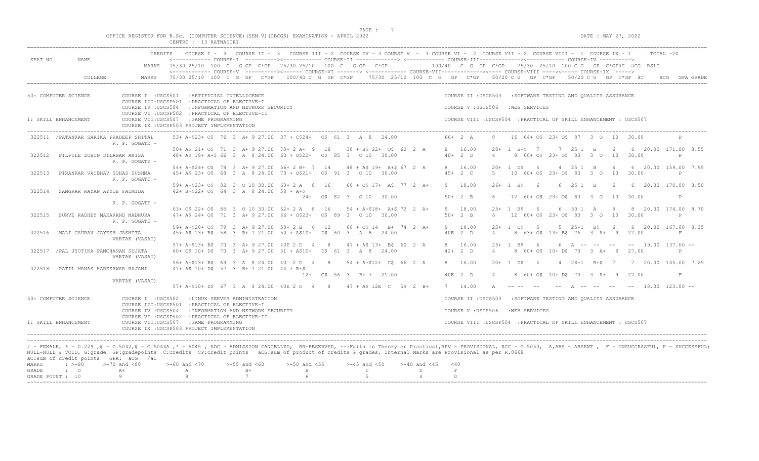OFFICE REGISTER FOR B.Sc. (COMPUTER SCIENCE)(SEM V)(CBCGS) EXAMINATION - APRIL 2022

CENTRE : 13 RATNAGIRI

DATE : MAY 27, 2022

```
              CREDITS   COURSE I - 3  COURSE II - 3  COURSE III - 2 COURSE IV - 3 COURSE V - 3 COURSE VI - 2 COURSE VII - 2 COURSE VIII - 1 COURSE IX - 1    TOTAL -20
SEAT NO   NAME          <------------ COURSE-I ----------><------------ COURSE-II -------------> <------------ COURSE-III-------------><------------ COURSE-IV ---------->
              MARKS     75/30 25/10 100 C  G GP C*GP  75/30 25/10  100 C  G GP  C*GP          100/40  C  G  GP  C*GP    75/30  25/10 100 C G  GP C*GPäC äCG RSLT
                        <------------ COURSE-V ----------><------ COURSE-VI -------> <------------ COURSE-VII------------><----- COURSE-VIII ----><----- COURSE-IX ----->
    COLLEGE       MARKS 75/30 25/10 100 C G GP  C*GP    100/40 C G GP C*GP    75/30 25/10 100 C G  GP  C*GP   50/20 C G  GP C*GP   50/20 C G  GP C*GP äC    äCG  GPA GRADE

50: COMPUTER SCIENCE      COURSE I  :USCS501   :ARTIFICIAL INTELLIGENCE                         COURSE II :USCS503   :SOFTWARE TESTING AND QUALITY ASSURANCE
                          COURSE III:USCSP501  :PRACTICAL OF ELECTIVE-I
                          COURSE IV :USCS504   :INFORMATION AND NETWORK SECURITY                COURSE V :USCS506   :WEB SERVICES
                          COURSE VI :USCSP502  :PRACTICAL OF ELECTIVE-II
1: SKILL ENHANCEMENT      COURSE VII:USCS507   :GAME PROGRAMMING                                COURSE VIII :USCSP504  :PRACTICAL OF SKILL ENHANCEMENT : USCS507
                          COURSE IX :USCSP503 PROJECT IMPLEMENTATION

 322511  /PATANKAR SARIKA PRADEEP SHITAL    53+ A+$23+ O$  76  3  A+ 9 27.00  37 + C$24+   O$  61  3   A  8   24.00           66+  2  A     8    16  64+ O$  23+ O$  87  3  O  10   30.00           P
         R. P. GOGATE -
                                            50+ A$ 21+ O$  71  3  A+ 9 27.00  78+ 2 A+  9   18     38 + B$ 22+  O$  60  2  A     8   16.00      28+  1  B+$  7     7  25 1   B      6     6  20.00 171.00  8.55
 322512   PILPILE ZUBIN DILAWAR ANISA       48+ A$ 18+ A+$ 66  3  A  8 24.00  63 + O$22+   O$  85  3   O 10   30.00           40+  2  D     4     8  60+ O$  23+ O$  83  3  O  10   30.00           P
         R. P. GOGATE -
                                            54+ A+$24+ O$  78  3  A+ 9 27.00  56+ 2 B+  7   14     48 + A$ 19+  A+$ 67  2  A     8   16.00      20+  1  D$    4     4  25 1   B      6     6  20.00 159.00  7.95
 322513   PIRANKAR VAIBHAV SUHAS SUSHMA     45+ A$ 23+ O$  68  3  A  8 24.00  70 + O$21+   O$  91  3   O 10   30.00           45+  2  C     5    10  60+ O$  23+ O$  83  3  O  10   30.00           P
         R. P. GOGATE -
                                            59+ A+$23+ O$  82  3  O 10 30.00  60+ 2 A   8   16     60 + O$ 17+  A$  77  2  A+    9   18.00      26+  1  B$    6     6  25 1   B      6     6  20.00 170.00  8.50
 322514   SANGRAR RAYAN AYYUB FAIMIDA       42+ B+$22+ O$  64  3  A  8 24.00  58 + A+$
                                                                                    24+   O$  82  3   O 10   30.00           50+  2  B     6    12  60+ O$  23+ O$  83  3  O  10   30.00           P
         R. P. GOGATE -
                                            63+ O$ 22+ O$  85  3  O 10 30.00  62+ 2 A   8   16     54 + A+$18+  A+$ 72  2  A+    9   18.00      25+  1  B$    6     6  30 1   A      8     8  20.00 174.00  8.70
 322515   SURVE RADHEY MAKARAND MADHURA     47+ A$ 24+ O$  71  3  A+ 9 27.00  66 + O$23+   O$  89  3   O 10   30.00           50+  2  B     6    12  60+ O$  23+ O$  83  3  O  10   30.00           P
         R. P. GOGATE -
                                            59+ A+$20+ O$  79  3  A+ 9 27.00  50+ 2 B   6   12     60 + O$ 14   B+  74  2  A+    9   18.00      23+  1  C$    5     5  25+1   B$     6     6  20.00 167.00  8.35
 322516   MALI GAURAV JAYESH JASMITA        45+ A$ 13+ B$  58  3  B+ 7 21.00  50 + A$10+   D$  60  3   A  8   24.00           40E  2  D     4     8  63+ O$  13+ B$  76  3  A+  9   27.00           F
         VARTAK (VASAI)
                                            57+ A+$13+ B$  70  3  A+ 9 27.00  40E 2 D   4    8     47 + A$ 13+  B$  60  2  A     8   16.00      25+  1  B$    6     6  A  --  --   --    --   19.00 137.00  --
 322517  /PAL JYOTIKA PANCHANAN SUJATA      60+ O$ 10+ D$  70  3  A+ 9 27.00  51 + A$10+   D$  61  3   A  8   24.00           42+  2  D     4     8  60+ O$  10+ D$  70  3  A+  9   27.00           P
         VARTAK (VASAI)
                                            56+ A+$13+ B$  69  3  A  8 24.00  40  2 D   4    8     54 + A+$12+  C$  66  2  A     8   16.00      20+  1  D$    4     4  28+1   B+$    7     7  20.00 145.00  7.25
 322518   PATIL MANAS HARESHWAR RAJANI      47+ A$ 10+ D$  57  3  B+ 7 21.00  44 + B+$
                                                                                    12+   C$  56  3   B+ 7   21.00           40E  2  D     4     8  60+ O$  10+ D$  70  3  A+  9   27.00           F
         VARTAK (VASAI)
                                            57+ A+$10+ D$  67  3  A  8 24.00  40E 2 D   4    8     47 + A$ 12E  C   59  2  B+    7   14.00      A   --  --    --  A  --  --   --    --   18.00 123.00  --

50: COMPUTER SCIENCE      COURSE I  :USCS502   :LINUX SERVER ADMINISTRATION                     COURSE II :USCS503   :SOFTWARE TESTING AND QUALITY ASSURANCE
                          COURSE III:USCSP501  :PRACTICAL OF ELECTIVE-I
                          COURSE IV :USCS504   :INFORMATION AND NETWORK SECURITY                COURSE V :USCS506   :WEB SERVICES
                          COURSE VI :USCSP502  :PRACTICAL OF ELECTIVE-II
1: SKILL ENHANCEMENT      COURSE VII:USCS507   :GAME PROGRAMMING                                COURSE VIII :USCSP504  :PRACTICAL OF SKILL ENHANCEMENT : USCS507
                          COURSE IX :USCSP503 PROJECT IMPLEMENTATION
```

/ - FEMALE, # - 0.229 ,@ - O.5042,@ - O.5044A ,* - 5045 , ADC - ADMISSION CANCELLED, RR-RESERVED, --:Fails in Theory or Practical,RPV - PROVISIONAL, RCC - O.5050, A,ABS - ABSENT , F - UNSUCCESSFUL, P - SUCCESSFUL; NULL-NULL & VOID, G:grade GP:gradepoints C:credits CP:credit points äCG:sum of product of credits & grades, Internal Marks are Provisional as per R.8668

äC:sum of credit points GPA: äCG /äC

| MARKS | : >=80 | >=70 and <80 | >=60 and <70 | >=55 and <60 | >=50 and <55 | >=45 and <50 | >=40 and <45 | <40 |
|---|---|---|---|---|---|---|---|---|
| GRADE | : O | A+ | A | B+ | B | C | D | F |
| GRADE POINT | : 10 | 9 | 8 | 7 | 6 | 5 | 4 | 0 |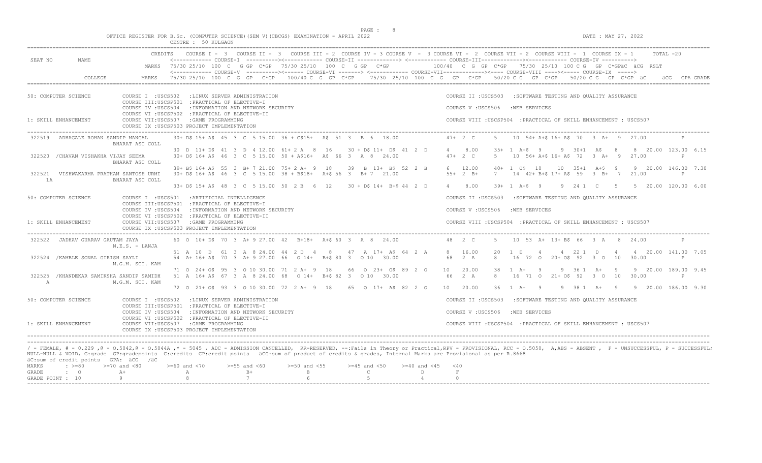OFFICE REGISTER FOR B.Sc. (COMPUTER SCIENCE)(SEM V)(CBCGS) EXAMINATION - APRIL 2022

CENTRE : 50 KULGAON

DATE : MAY 27, 2022

```
                    CREDITS   COURSE I - 3  COURSE II - 3  COURSE III - 2  COURSE IV - 3 COURSE V - 3 COURSE VI - 2  COURSE VII - 2  COURSE VIII - 1  COURSE IX - 1      TOTAL -20
SEAT NO    NAME               <------------ COURSE-I  ---------><------------ COURSE-II -------------> <------------ COURSE-III------------><------------ COURSE-IV ---------->
                    MARKS   75/30 25/10  100  C   G GP  C*GP   75/30 25/10   100  C   G GP   C*GP          100/40  C  G  GP  C*GP     75/30  25/10  100 C G   GP  C*GPäC  äCG  RSLT
                            <------------ COURSE-V  ----------><------ COURSE-VI -------> <------------ COURSE-VII-------------><---- COURSE-VIII ----><----- COURSE-IX  ----->
          COLLEGE   MARKS   75/30 25/10  100  C  G  GP   C*GP    100/40 C  G  GP  C*GP     75/30  25/10  100  C  G   GP   C*GP     50/20 C G   GP  C*GP     50/20 C G   GP  C*GP  äC      äCG  GPA GRADE
```

50: COMPUTER SCIENCE
- COURSE I :USCS502 :LINUX SERVER ADMINISTRATION
- COURSE II :USCS503 :SOFTWARE TESTING AND QUALITY ASSURANCE
- COURSE III:USCSP501 :PRACTICAL OF ELECTIVE-I
- COURSE IV :USCS504 :INFORMATION AND NETWORK SECURITY
- COURSE V :USCS506 :WEB SERVICES
- COURSE VI :USCSP502 :PRACTICAL OF ELECTIVE-II

1: SKILL ENHANCEMENT
- COURSE VII:USCS507 :GAME PROGRAMMING
- COURSE VIII :USCSP504 :PRACTICAL OF SKILL ENHANCEMENT : USCS507
- COURSE IX :USCSP503 PROJECT IMPLEMENTATION

```
322519   ADHAGALE ROHAN SANDIP MANGAL      30+ D$ 15+ A$  45  3  C  5 15.00  36 + C$15+   A$  51  3   B  6   18.00          47+  2  C      5     10  54+ A+$ 16+ A$  70   3  A+   9   27.00              P
         BHARAT ASC COLL
                                           30  D  11+ D$  41  3  D  4 12.00  61+ 2 A   8   16     30 + D$ 11+  D$  41  2  D     4     8.00      35+  1  A+$   9      9  30+1   A$    8      8  20.00  123.00  6.15
322520  /CHAVAN VISHAKHA VIJAY SEEMA       30+ D$ 16+ A$  46  3  C  5 15.00  50 + A$16+   A$  66  3   A  8   24.00          47+  2  C      5     10  56+ A+$ 16+ A$  72   3  A+   9   27.00              P
         BHARAT ASC COLL
                                           39+ B$ 16+ A$  55  3  B+ 7 21.00  75+ 2 A+  9   18     39   B  13+  B$  52  2  B     6    12.00      40+  1  O$   10     10  35+1   A+$   9      9  20.00  146.00  7.30
322521   VISHWAKARMA PRATHAM SANTOSH URMI  30+ D$ 16+ A$  46  3  C  5 15.00  38 + B$18+   A+$ 56  3   B+ 7   21.00          55+  2  B+     7     14  42+ B+$ 17+ A$  59   3  B+   7   21.00              P
   LA    BHARAT ASC COLL
                                           33+ D$ 15+ A$  48  3  C  5 15.00  50  2 B   6   12     30 + D$ 14+  B+$ 44  2  D     4     8.00      39+  1  A+$   9      9  24 1   C     5      5  20.00  120.00  6.00
```

50: COMPUTER SCIENCE
- COURSE I :USCS501 :ARTIFICIAL INTELLIGENCE
- COURSE II :USCS503 :SOFTWARE TESTING AND QUALITY ASSURANCE
- COURSE III:USCSP501 :PRACTICAL OF ELECTIVE-I
- COURSE IV :USCS504 :INFORMATION AND NETWORK SECURITY
- COURSE V :USCS506 :WEB SERVICES
- COURSE VI :USCSP502 :PRACTICAL OF ELECTIVE-II

1: SKILL ENHANCEMENT
- COURSE VII:USCS507 :GAME PROGRAMMING
- COURSE VIII :USCSP504 :PRACTICAL OF SKILL ENHANCEMENT : USCS507
- COURSE IX :USCSP503 PROJECT IMPLEMENTATION

```
322522   JADHAV GUARAV GAUTAM JAYA         60  O  10+ D$  70  3  A+ 9 27.00  42   B+18+   A+$ 60  3   A  8   24.00          48   2  C      5     10  53  A+  13+ B$  66   3  A    8   24.00              P
         N.E.S. - LANJA
                                           51  A  10  D   61  3  A  8 24.00  44  2 D   4    8     47   A  17+  A$  64  2  A     8    16.00      20   1  D     4      4  22 1   D     4      4  20.00  141.00  7.05
322524  /KAMBLE SONAL GIRISH SAYLI         54  A+ 16+ A$  70  3  A+ 9 27.00  66   O 14+   B+$ 80  3   O 10   30.00          68   2  A      8     16  72  O   20+ O$  92   3  O   10   30.00              P
         M.G.M. SCI. KAM
                                           71  O  24+ O$  95  3  O 10 30.00  71  2 A+  9   18     66   O  23+  O$  89  2  O    10    20.00      38   1  A+    9      9  36 1   A+    9      9  20.00  189.00  9.45
322525  /KHANDEKAR SAMIKSHA SANDIP SAMIDH  51  A  16+ A$  67  3  A  8 24.00  68   O 14+   B+$ 82  3   O 10   30.00          66   2  A      8     16  71  O   21+ O$  92   3  O   10   30.00              P
   A     M.G.M. SCI. KAM
                                           72  O  21+ O$  93  3  O 10 30.00  72  2 A+  9   18     65   O  17+  A$  82  2  O    10    20.00      36   1  A+    9      9  38 1   A+    9      9  20.00  186.00  9.30
```

50: COMPUTER SCIENCE
- COURSE I :USCS502 :LINUX SERVER ADMINISTRATION
- COURSE II :USCS503 :SOFTWARE TESTING AND QUALITY ASSURANCE
- COURSE III:USCSP501 :PRACTICAL OF ELECTIVE-I
- COURSE IV :USCS504 :INFORMATION AND NETWORK SECURITY
- COURSE V :USCS506 :WEB SERVICES
- COURSE VI :USCSP502 :PRACTICAL OF ELECTIVE-II

1: SKILL ENHANCEMENT
- COURSE VII:USCS507 :GAME PROGRAMMING
- COURSE VIII :USCSP504 :PRACTICAL OF SKILL ENHANCEMENT : USCS507
- COURSE IX :USCSP503 PROJECT IMPLEMENTATION

/ - FEMALE, # - 0.229 ,@ - O.5042,@ - O.5044A ,* - 5045 , ADC - ADMISSION CANCELLED, RR-RESERVED, --:Fails in Theory or Practical,RPV - PROVISIONAL, RCC - O.5050, A,ABS - ABSENT , F - UNSUCCESSFUL, P - SUCCESSFUL; NULL-NULL & VOID, G:grade GP:gradepoints C:credits CP:credit points äCG:sum of product of credits & grades, Internal Marks are Provisional as per R.8668

äC:sum of credit points GPA: äCG /äC

| MARKS | : >=80 | >=70 and <80 | >=60 and <70 | >=55 and <60 | >=50 and <55 | >=45 and <50 | >=40 and <45 | <40 |
|---|---|---|---|---|---|---|---|---|
| GRADE | : O | A+ | A | B+ | B | C | D | F |
| GRADE POINT | : 10 | 9 | 8 | 7 | 6 | 5 | 4 | 0 |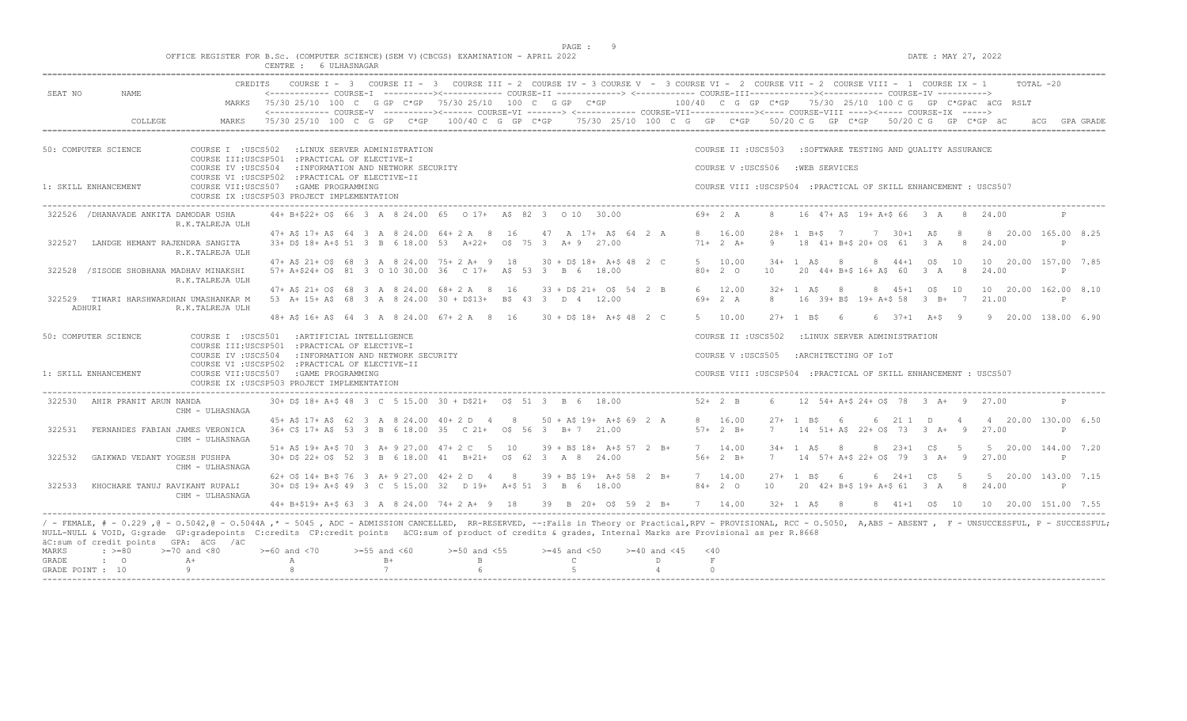OFFICE REGISTER FOR B.Sc. (COMPUTER SCIENCE)(SEM V)(CBCGS) EXAMINATION - APRIL 2022

CENTRE : 6 ULHASNAGAR

DATE : MAY 27, 2022

```
                          CREDITS    COURSE I - 3   COURSE II - 3   COURSE III - 2  COURSE IV - 3 COURSE V  - 3 COURSE VI - 2  COURSE VII - 2  COURSE VIII - 1  COURSE IX - 1       TOTAL -20
SEAT NO      NAME                    <------------ COURSE-I  ---------><------------ COURSE-II ------------> <------------ COURSE-III------------><------------ COURSE-IV ---------->
                            MARKS  75/30 25/10  100  C   G GP  C*GP   75/30 25/10   100  C   G GP  C*GP              100/40   C  G  GP  C*GP     75/30  25/10  100 C G   GP  C*GPäC  äCG  RSLT
                                   <------------ COURSE-V  ---------><------------ COURSE-VI -------> <------------ COURSE-VII------------><----- COURSE-VIII ----><----- COURSE-IX  ----->
          COLLEGE           MARKS  75/30 25/10  100  C  G  GP   C*GP     100/40 C  G  GP  C*GP     75/30  25/10  100  C  G   GP   C*GP     50/20 C G   GP  C*GP    50/20 C G   GP  C*GP  äC       äCG  GPA GRADE
```

50: COMPUTER SCIENCE
- COURSE I :USCS502 :LINUX SERVER ADMINISTRATION
- COURSE II :USCS503 :SOFTWARE TESTING AND QUALITY ASSURANCE
- COURSE III:USCSP501 :PRACTICAL OF ELECTIVE-I
- COURSE IV :USCS504 :INFORMATION AND NETWORK SECURITY
- COURSE V :USCS506 :WEB SERVICES
- COURSE VI :USCSP502 :PRACTICAL OF ELECTIVE-II
- COURSE VII:USCS507 :GAME PROGRAMMING
- COURSE VIII :USCSP504 :PRACTICAL OF SKILL ENHANCEMENT : USCS507
- COURSE IX :USCSP503 PROJECT IMPLEMENTATION

1: SKILL ENHANCEMENT

```
322526 /DHANAVADE ANKITA DAMODAR USHA     44+ B+$22+ O$ 66  3  A  8 24.00  65   O 17+  A$  82  3   O 10  30.00              69+  2  A     8    16  47+ A$  19+ A+$ 66   3  A    8  24.00           P
          R.K.TALREJA ULH
                                          47+ A$ 17+ A$ 64  3  A  8 24.00  64+ 2 A   8   16     47   A  17+  A$  64  2  A     8   16.00      28+  1  B+$  7     7  30+1  A$    8    8  20.00  165.00  8.25
322527  LANDGE HEMANT RAJENDRA SANGITA    33+ D$ 18+ A+$ 51  3  B  6 18.00  53   A+22+  O$  75  3   A+ 9  27.00              71+  2  A+    9    18  41+ B+$ 20+ O$  61   3  A    8  24.00           P
          R.K.TALREJA ULH
                                          47+ A$ 21+ O$ 68  3  A  8 24.00  75+ 2 A+  9   18     30 + D$ 18+  A+$ 48  2  C     5   10.00      34+  1  A$   8     8  44+1  O$   10   10  20.00  157.00  7.85
322528 /SISODE SHOBHANA MADHAV MINAKSHI   57+ A+$24+ O$ 81  3  O 10 30.00  36   C 17+  A$  53  3   B  6  18.00              80+  2  O    10    20  44+ B+$ 16+ A$  60   3  A    8  24.00           P
          R.K.TALREJA ULH
                                          47+ A$ 21+ O$ 68  3  A  8 24.00  68+ 2 A   8   16     33 + D$ 21+  O$  54  2  B     6   12.00      32+  1  A$   8     8  45+1  O$   10   10  20.00  162.00  8.10
322529  TIWARI HARSHWARDHAN UMASHANKAR M  53  A+ 15+ A$ 68  3  A  8 24.00  30 + D$13+  B$  43  3   D  4  12.00              69+  2  A     8    16  39+ B$  19+ A+$ 58   3  B+   7  21.00           P
    ADHURI                R.K.TALREJA ULH
                                          48+ A$ 16+ A$ 64  3  A  8 24.00  67+ 2 A   8   16     30 + D$ 18+  A+$ 48  2  C     5   10.00      27+  1  B$   6     6  37+1  A+$   9    9  20.00  138.00  6.90
```

50: COMPUTER SCIENCE
- COURSE I :USCS501 :ARTIFICIAL INTELLIGENCE
- COURSE II :USCS502 :LINUX SERVER ADMINISTRATION
- COURSE III:USCSP501 :PRACTICAL OF ELECTIVE-I
- COURSE IV :USCS504 :INFORMATION AND NETWORK SECURITY
- COURSE V :USCS505 :ARCHITECTING OF IoT
- COURSE VI :USCSP502 :PRACTICAL OF ELECTIVE-II
- COURSE VII:USCS507 :GAME PROGRAMMING
- COURSE VIII :USCSP504 :PRACTICAL OF SKILL ENHANCEMENT : USCS507
- COURSE IX :USCSP503 PROJECT IMPLEMENTATION

1: SKILL ENHANCEMENT

```
322530  AHIR PRANIT ARUN NANDA            30+ D$ 18+ A+$ 48  3  C  5 15.00  30 + D$21+  O$  51  3   B  6  18.00              52+  2  B     6    12  54+ A+$ 24+ O$  78   3  A+   9  27.00           P
          CHM - ULHASNAGA
                                          45+ A$ 17+ A$ 62  3  A  8 24.00  40+ 2 D   4    8     50 + A$ 19+  A+$ 69  2  A     8   16.00      27+  1  B$   6     6  21 1  D     4    4  20.00  130.00  6.50
322531  FERNANDES FABIAN JAMES VERONICA   36+ C$ 17+ A$ 53  3  B  6 18.00  35   C 21+  O$  56  3   B+ 7  21.00              57+  2  B+    7    14  51+ A$  22+ O$  73   3  A+   9  27.00           P
          CHM - ULHASNAGA
                                          51+ A$ 19+ A+$ 70  3  A+ 9 27.00  47+ 2 C   5   10     39 + B$ 18+  A+$ 57  2  B+    7   14.00      34+  1  A$   8     8  23+1  C$    5    5  20.00  144.00  7.20
322532  GAIKWAD VEDANT YOGESH PUSHPA      30+ D$ 22+ O$ 52  3  B  6 18.00  41   B+21+  O$  62  3   A  8  24.00              56+  2  B+    7    14  57+ A+$ 22+ O$  79   3  A+   9  27.00           P
          CHM - ULHASNAGA
                                          62+ O$ 14+ B$ 76  3  A+ 9 27.00  42+ 2 D   4    8     39 + B$ 19+  A+$ 58  2  B+    7   14.00      27+  1  B$   6     6  24+1  C$    5    5  20.00  143.00  7.15
322533  KHOCHARE TANUJ RAVIKANT RUPALI    30+ D$ 19+ A+$ 49  3  C  5 15.00  32   D 19+  A+$ 51  3   B  6  18.00              84+  2  O    10    20  42+ B+$ 19+ A+$ 61   3  A    8  24.00           P
          CHM - ULHASNAGA
                                          44+ B+$19+ A+$ 63  3  A  8 24.00  74+ 2 A+  9   18     39   B  20+  O$  59  2  B+    7   14.00      32+  1  A$   8     8  41+1  O$   10   10  20.00  151.00  7.55
```

/ - FEMALE, # - 0.229 ,@ - O.5042,@ - O.5044A ,* - 5045 , ADC - ADMISSION CANCELLED, RR-RESERVED, --:Fails in Theory or Practical,RPV - PROVISIONAL, RCC - O.5050, A,ABS - ABSENT , F - UNSUCCESSFUL, P - SUCCESSFUL; NULL-NULL & VOID, G:grade GP:gradepoints C:credits CP:credit points äCG:sum of product of credits & grades, Internal Marks are Provisional as per R.8668

äC:sum of credit points GPA: äCG /äC

| MARKS | : >=80 | >=70 and <80 | >=60 and <70 | >=55 and <60 | >=50 and <55 | >=45 and <50 | >=40 and <45 | <40 |
|---|---|---|---|---|---|---|---|---|
| GRADE | : O | A+ | A | B+ | B | C | D | F |
| GRADE POINT | : 10 | 9 | 8 | 7 | 6 | 5 | 4 | 0 |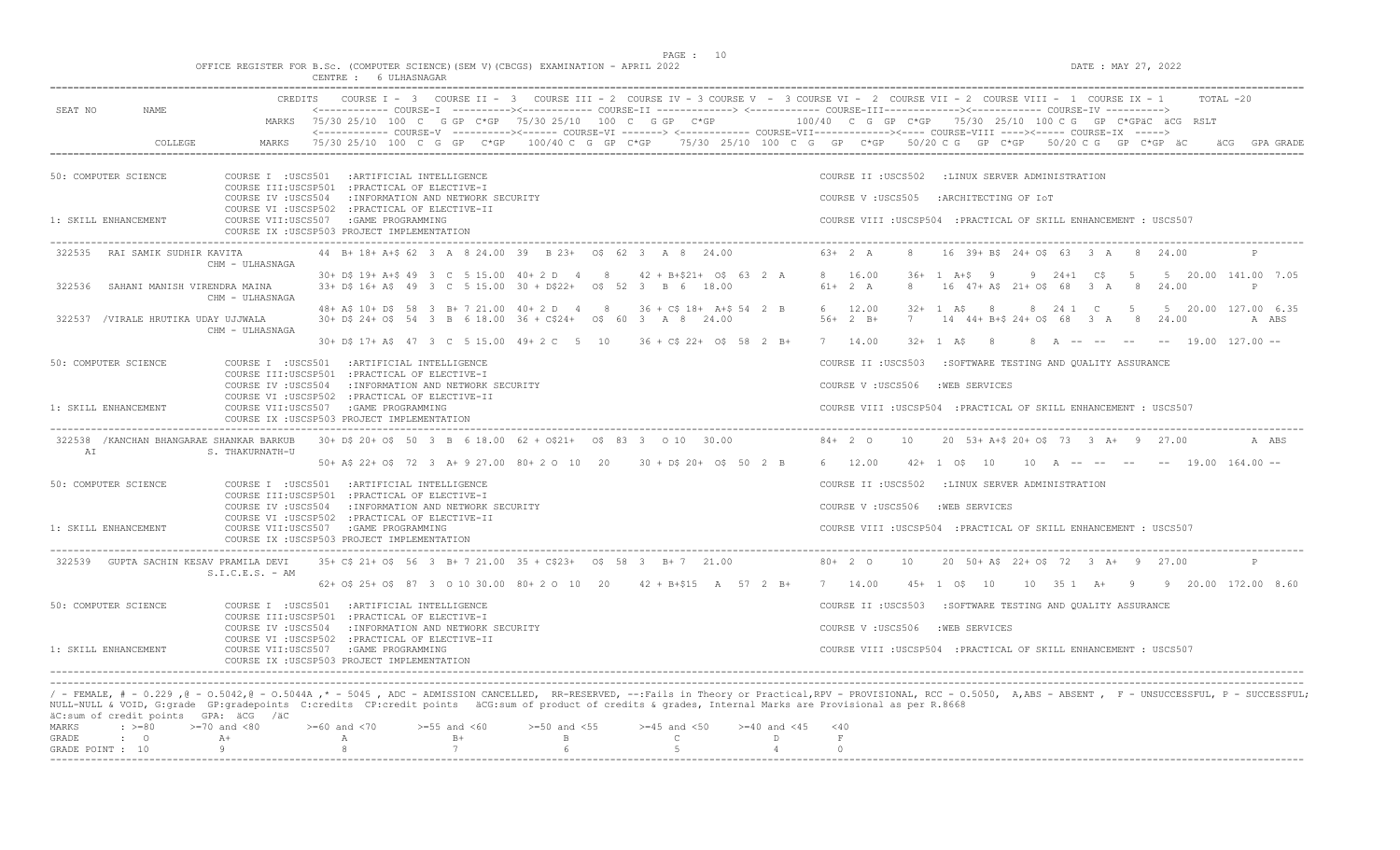OFFICE REGISTER FOR B.Sc. (COMPUTER SCIENCE)(SEM V)(CBCGS) EXAMINATION - APRIL 2022

CENTRE : 6 ULHASNAGAR

DATE : MAY 27, 2022

```
SEAT NO    NAME                 CREDITS   COURSE I - 3   COURSE II - 3   COURSE III - 2  COURSE IV - 3 COURSE V  - 3 COURSE VI - 2  COURSE VII - 2  COURSE VIII - 1  COURSE IX - 1      TOTAL -20
                                          <------------ COURSE-I  ---------><------------ COURSE-II -------------> <------------ COURSE-III------------><------------ COURSE-IV ---------->
                                 MARKS   75/30 25/10  100  C   G GP  C*GP   75/30 25/10   100  C   G GP   C*GP            100/40  C  G  GP  C*GP     75/30  25/10  100 C G   GP  C*GPäC  äCG  RSLT
                                          <------------ COURSE-V  ----------><------ COURSE-VI -------> <------------ COURSE-VII------------><---- COURSE-VIII ----><----- COURSE-IX  ----->
          COLLEGE                MARKS   75/30 25/10  100  C  G  GP   C*GP     100/40 C  G  GP  C*GP     75/30  25/10  100  C  G   GP   C*GP     50/20 C G   GP  C*GP     50/20 C G   GP  C*GP  äC     äCG   GPA GRADE

50: COMPUTER SCIENCE         COURSE I  :USCS501   :ARTIFICIAL INTELLIGENCE                                          COURSE II :USCS502   :LINUX SERVER ADMINISTRATION
                             COURSE III:USCSP501  :PRACTICAL OF ELECTIVE-I
                             COURSE IV :USCS504   :INFORMATION AND NETWORK SECURITY                                 COURSE V :USCS505   :ARCHITECTING OF IoT
                             COURSE VI :USCSP502  :PRACTICAL OF ELECTIVE-II
1: SKILL ENHANCEMENT         COURSE VII:USCS507   :GAME PROGRAMMING                                                  COURSE VIII :USCSP504  :PRACTICAL OF SKILL ENHANCEMENT : USCS507
                             COURSE IX :USCSP503 PROJECT IMPLEMENTATION

322535  RAI SAMIK SUDHIR KAVITA          44  B+ 18+ A+$ 62  3  A  8 24.00  39   B 23+  O$  62  3   A  8   24.00             63+  2  A     8    16  39+ B$  24+ O$  63   3  A    8  24.00           P
                  CHM - ULHASNAGA
                                         30+ D$ 19+ A+$ 49  3  C  5 15.00  40+ 2 D   4    8     42 + B+$21+  O$  63  2  A     8   16.00       36+  1  A+$   9      9  24+1   C$    5     5  20.00  141.00  7.05
322536  SAHANI MANISH VIRENDRA MAINA     33+ D$ 16+ A$  49  3  C  5 15.00  30 + D$22+   O$  52  3   B  6   18.00             61+  2  A     8    16  47+ A$  21+ O$  68   3  A    8  24.00           P
                  CHM - ULHASNAGA
                                         48+ A$ 10+ D$  58  3  B+ 7 21.00  40+ 2 D   4    8     36 + C$ 18+  A+$ 54  2  B     6   12.00       32+  1  A$    8      8  24 1   C     5     5  20.00  127.00  6.35
322537 /VIRALE HRUTIKA UDAY UJJWALA      30+ D$ 24+ O$  54  3  B  6 18.00  36 + C$24+   O$  60  3   A  8   24.00             56+  2  B+    7    14  44+ B+$ 24+ O$  68   3  A    8  24.00         A ABS
                  CHM - ULHASNAGA
                                         30+ D$ 17+ A$  47  3  C  5 15.00  49+ 2 C   5   10     36 + C$ 22+  O$  58  2  B+    7   14.00       32+  1  A$    8      8  A  --  --    --    --  19.00  127.00 --

50: COMPUTER SCIENCE         COURSE I  :USCS501   :ARTIFICIAL INTELLIGENCE                                          COURSE II :USCS503   :SOFTWARE TESTING AND QUALITY ASSURANCE
                             COURSE III:USCSP501  :PRACTICAL OF ELECTIVE-I
                             COURSE IV :USCS504   :INFORMATION AND NETWORK SECURITY                                 COURSE V :USCS506   :WEB SERVICES
                             COURSE VI :USCSP502  :PRACTICAL OF ELECTIVE-II
1: SKILL ENHANCEMENT         COURSE VII:USCS507   :GAME PROGRAMMING                                                  COURSE VIII :USCSP504  :PRACTICAL OF SKILL ENHANCEMENT : USCS507
                             COURSE IX :USCSP503 PROJECT IMPLEMENTATION

322538 /KANCHAN BHANGARAE SHANKAR BARKUB  30+ D$ 20+ O$  50  3  B  6 18.00  62 + O$21+   O$  83  3   O 10   30.00             84+  2  O    10    20  53+ A+$ 20+ O$  73   3  A+   9  27.00         A ABS
   AI             S. THAKURNATH-U
                                         50+ A$ 22+ O$  72  3  A+ 9 27.00  80+ 2 O  10   20     30 + D$ 20+  O$  50  2  B     6   12.00       42+  1  O$   10     10  A  --  --    --    --  19.00  164.00 --

50: COMPUTER SCIENCE         COURSE I  :USCS501   :ARTIFICIAL INTELLIGENCE                                          COURSE II :USCS502   :LINUX SERVER ADMINISTRATION
                             COURSE III:USCSP501  :PRACTICAL OF ELECTIVE-I
                             COURSE IV :USCS504   :INFORMATION AND NETWORK SECURITY                                 COURSE V :USCS506   :WEB SERVICES
                             COURSE VI :USCSP502  :PRACTICAL OF ELECTIVE-II
1: SKILL ENHANCEMENT         COURSE VII:USCS507   :GAME PROGRAMMING                                                  COURSE VIII :USCSP504  :PRACTICAL OF SKILL ENHANCEMENT : USCS507
                             COURSE IX :USCSP503 PROJECT IMPLEMENTATION

322539  GUPTA SACHIN KESAV PRAMILA DEVI  35+ C$ 21+ O$  56  3  B+ 7 21.00  35 + C$23+   O$  58  3   B+ 7   21.00             80+  2  O    10    20  50+ A$  22+ O$  72   3  A+   9  27.00           P
                  S.I.C.E.S. - AM
                                         62+ O$ 25+ O$  87  3  O 10 30.00  80+ 2 O  10   20     42 + B+$15   A   57  2  B+    7   14.00       45+  1  O$   10     10  35 1   A+    9     9  20.00  172.00  8.60

50: COMPUTER SCIENCE         COURSE I  :USCS501   :ARTIFICIAL INTELLIGENCE                                          COURSE II :USCS503   :SOFTWARE TESTING AND QUALITY ASSURANCE
                             COURSE III:USCSP501  :PRACTICAL OF ELECTIVE-I
                             COURSE IV :USCS504   :INFORMATION AND NETWORK SECURITY                                 COURSE V :USCS506   :WEB SERVICES
                             COURSE VI :USCSP502  :PRACTICAL OF ELECTIVE-II
1: SKILL ENHANCEMENT         COURSE VII:USCS507   :GAME PROGRAMMING                                                  COURSE VIII :USCSP504  :PRACTICAL OF SKILL ENHANCEMENT : USCS507
                             COURSE IX :USCSP503 PROJECT IMPLEMENTATION
```

/ - FEMALE, # - 0.229 ,@ - O.5042,@ - O.5044A ,* - 5045 , ADC - ADMISSION CANCELLED, RR-RESERVED, --:Fails in Theory or Practical,RPV - PROVISIONAL, RCC - O.5050, A,ABS - ABSENT , F - UNSUCCESSFUL, P - SUCCESSFUL;
NULL-NULL & VOID, G:grade GP:gradepoints C:credits CP:credit points äCG:sum of product of credits & grades, Internal Marks are Provisional as per R.8668
äC:sum of credit points GPA: äCG /äC

| MARKS | : >=80 | >=70 and <80 | >=60 and <70 | >=55 and <60 | >=50 and <55 | >=45 and <50 | >=40 and <45 | <40 |
|---|---|---|---|---|---|---|---|---|
| GRADE | : O | A+ | A | B+ | B | C | D | F |
| GRADE POINT | : 10 | 9 | 8 | 7 | 6 | 5 | 4 | 0 |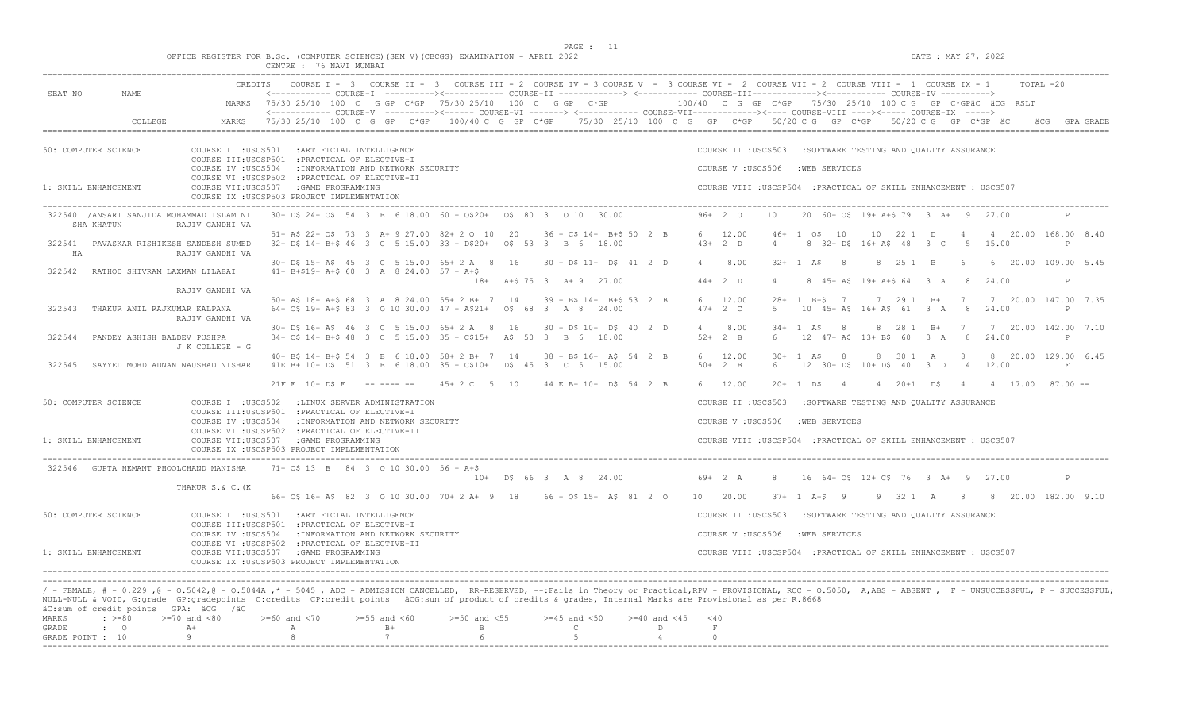OFFICE REGISTER FOR B.Sc. (COMPUTER SCIENCE)(SEM V)(CBCGS) EXAMINATION - APRIL 2022

CENTRE : 76 NAVI MUMBAI

DATE : MAY 27, 2022

```
                          CREDITS   COURSE I - 3   COURSE II - 3   COURSE III - 2  COURSE IV - 3 COURSE V  - 3 COURSE VI - 2  COURSE VII - 2  COURSE VIII - 1  COURSE IX - 1      TOTAL -20
SEAT NO      NAME                   <------------ COURSE-I  ----------><------------ COURSE-II -------------> <------------ COURSE-III-------------><------------ COURSE-IV ---------->
                          MARKS  75/30 25/10  100  C   G GP  C*GP   75/30 25/10   100  C   G GP   C*GP             100/40  C  G  GP  C*GP    75/30  25/10  100 C G   GP  C*GPäC  äCG  RSLT
                                 <------------ COURSE-V  ----------><------ COURSE-VI -------> <------------ COURSE-VII-------------><---- COURSE-VIII ----><----- COURSE-IX  ----->
           COLLEGE        MARKS  75/30 25/10  100  C  G  GP   C*GP     100/40 C  G  GP  C*GP     75/30  25/10  100  C  G   GP   C*GP     50/20 C G   GP  C*GP     50/20 C G   GP  C*GP  äC       äCG   GPA GRADE

50: COMPUTER SCIENCE         COURSE I  :USCS501   :ARTIFICIAL INTELLIGENCE                                                   COURSE II :USCS503   :SOFTWARE TESTING AND QUALITY ASSURANCE
                             COURSE III:USCSP501  :PRACTICAL OF ELECTIVE-I
                             COURSE IV :USCS504   :INFORMATION AND NETWORK SECURITY                                          COURSE V :USCS506   :WEB SERVICES
                             COURSE VI :USCSP502  :PRACTICAL OF ELECTIVE-II
1: SKILL ENHANCEMENT         COURSE VII:USCS507   :GAME PROGRAMMING                                                          COURSE VIII :USCSP504  :PRACTICAL OF SKILL ENHANCEMENT : USCS507
                             COURSE IX :USCSP503 PROJECT IMPLEMENTATION

 322540  /ANSARI SANJIDA MOHAMMAD ISLAM NI    30+ D$ 24+ O$  54  3  B  6 18.00  60 + O$20+   O$  80  3   O 10   30.00             96+  2  O     10      20  60+ O$  19+ A+$ 79   3  A+   9  27.00            P
     SHA KHATUN           RAJIV GANDHI VA
                                              51+ A$ 22+ O$  73  3  A+ 9 27.00  82+ 2 O  10   20      36 + C$ 14+  B+$ 50  2  B       6   12.00       46+  1  O$  10      10   22 1   D      4      4  20.00 168.00 8.40
 322541  PAVASKAR RISHIKESH SANDESH SUMED     32+ D$ 14+ B+$ 46  3  C  5 15.00  33 + D$20+   O$  53  3   B  6   18.00             43+  2  D      4       8  32+ D$  16+ A$  48   3  C    5  15.00            P
   HA                     RAJIV GANDHI VA
                                              30+ D$ 15+ A$  45  3  C  5 15.00  65+ 2 A   8   16      30 + D$ 11+  D$  41  2  D       4    8.00       32+  1  A$   8       8   25 1   B      6      6  20.00 109.00 5.45
 322542  RATHOD SHIVRAM LAXMAN LILABAI        41+ B+$19+ A+$ 60  3  A  8 24.00  57 + A+$
                                                                                     18+  A+$ 75  3   A+ 9   27.00             44+  2  D      4       8  45+ A$  19+ A+$ 64   3  A    8  24.00            P
                          RAJIV GANDHI VA
                                              50+ A$ 18+ A+$ 68  3  A  8 24.00  55+ 2 B+  7   14      39 + B$ 14+  B+$ 53  2  B       6   12.00       28+  1  B+$  7       7   29 1   B+     7      7  20.00 147.00 7.35
 322543  THAKUR ANIL RAJKUMAR KALPANA         64+ O$ 19+ A+$ 83  3  O 10 30.00  47 + A$21+   O$  68  3   A  8   24.00             47+  2  C      5      10  45+ A$  16+ A$  61   3  A    8  24.00            P
                          RAJIV GANDHI VA
                                              30+ D$ 16+ A$  46  3  C  5 15.00  65+ 2 A   8   16      30 + D$ 10+  D$  40  2  D       4    8.00       34+  1  A$   8       8   28 1   B+     7      7  20.00 142.00 7.10
 322544  PANDEY ASHISH BALDEV PUSHPA          34+ C$ 14+ B+$ 48  3  C  5 15.00  35 + C$15+   A$  50  3   B  6   18.00             52+  2  B      6      12  47+ A$  13+ B$  60   3  A    8  24.00            P
                          J K COLLEGE - G
                                              40+ B$ 14+ B+$ 54  3  B  6 18.00  58+ 2 B+  7   14      38 + B$ 16+  A$  54  2  B       6   12.00       30+  1  A$   8       8   30 1   A      8      8  20.00 129.00 6.45
 322545  SAYYED MOHD ADNAN NAUSHAD NISHAR     41E B+ 10+ D$  51  3  B  6 18.00  35 + C$10+   D$  45  3   C  5   15.00             50+  2  B      6      12  30+ D$  10+ D$  40   3  D    4  12.00            F

                                              21F F  10+ D$ F    -- ---- --     45+ 2 C   5   10      44 E B+ 10+  D$  54  2  B       6   12.00       20+  1  D$   4       4   20+1   D$     4      4  17.00  87.00 --

50: COMPUTER SCIENCE         COURSE I  :USCS502   :LINUX SERVER ADMINISTRATION                                               COURSE II :USCS503   :SOFTWARE TESTING AND QUALITY ASSURANCE
                             COURSE III:USCSP501  :PRACTICAL OF ELECTIVE-I
                             COURSE IV :USCS504   :INFORMATION AND NETWORK SECURITY                                          COURSE V :USCS506   :WEB SERVICES
                             COURSE VI :USCSP502  :PRACTICAL OF ELECTIVE-II
1: SKILL ENHANCEMENT         COURSE VII:USCS507   :GAME PROGRAMMING                                                          COURSE VIII :USCSP504  :PRACTICAL OF SKILL ENHANCEMENT : USCS507
                             COURSE IX :USCSP503 PROJECT IMPLEMENTATION

 322546  GUPTA HEMANT PHOOLCHAND MANISHA      71+ O$ 13  B   84  3  O 10 30.00  56 + A+$
                                                                                     10+  D$  66  3   A  8   24.00             69+  2  A      8      16  64+ O$  12+ C$  76   3  A+   9  27.00            P
                          THAKUR S.& C.(K
                                              66+ O$ 16+ A$  82  3  O 10 30.00  70+ 2 A+  9   18      66 + O$ 15+  A$  81  2  O      10   20.00       37+  1  A+$  9       9   32 1   A      8      8  20.00 182.00 9.10

50: COMPUTER SCIENCE         COURSE I  :USCS501   :ARTIFICIAL INTELLIGENCE                                                   COURSE II :USCS503   :SOFTWARE TESTING AND QUALITY ASSURANCE
                             COURSE III:USCSP501  :PRACTICAL OF ELECTIVE-I
                             COURSE IV :USCS504   :INFORMATION AND NETWORK SECURITY                                          COURSE V :USCS506   :WEB SERVICES
                             COURSE VI :USCSP502  :PRACTICAL OF ELECTIVE-II
1: SKILL ENHANCEMENT         COURSE VII:USCS507   :GAME PROGRAMMING                                                          COURSE VIII :USCSP504  :PRACTICAL OF SKILL ENHANCEMENT : USCS507
                             COURSE IX :USCSP503 PROJECT IMPLEMENTATION
```

/ - FEMALE, # - 0.229 ,@ - O.5042,@ - O.5044A ,* - 5045 , ADC - ADMISSION CANCELLED, RR-RESERVED, --:Fails in Theory or Practical,RPV - PROVISIONAL, RCC - O.5050, A,ABS - ABSENT , F - UNSUCCESSFUL, P - SUCCESSFUL;
NULL-NULL & VOID, G:grade GP:gradepoints C:credits CP:credit points äCG:sum of product of credits & grades, Internal Marks are Provisional as per R.8668
äC:sum of credit points GPA: äCG /äC

| MARKS | : >=80 | >=70 and <80 | >=60 and <70 | >=55 and <60 | >=50 and <55 | >=45 and <50 | >=40 and <45 | <40 |
|---|---|---|---|---|---|---|---|---|
| GRADE | : O | A+ | A | B+ | B | C | D | F |
| GRADE POINT | : 10 | 9 | 8 | 7 | 6 | 5 | 4 | 0 |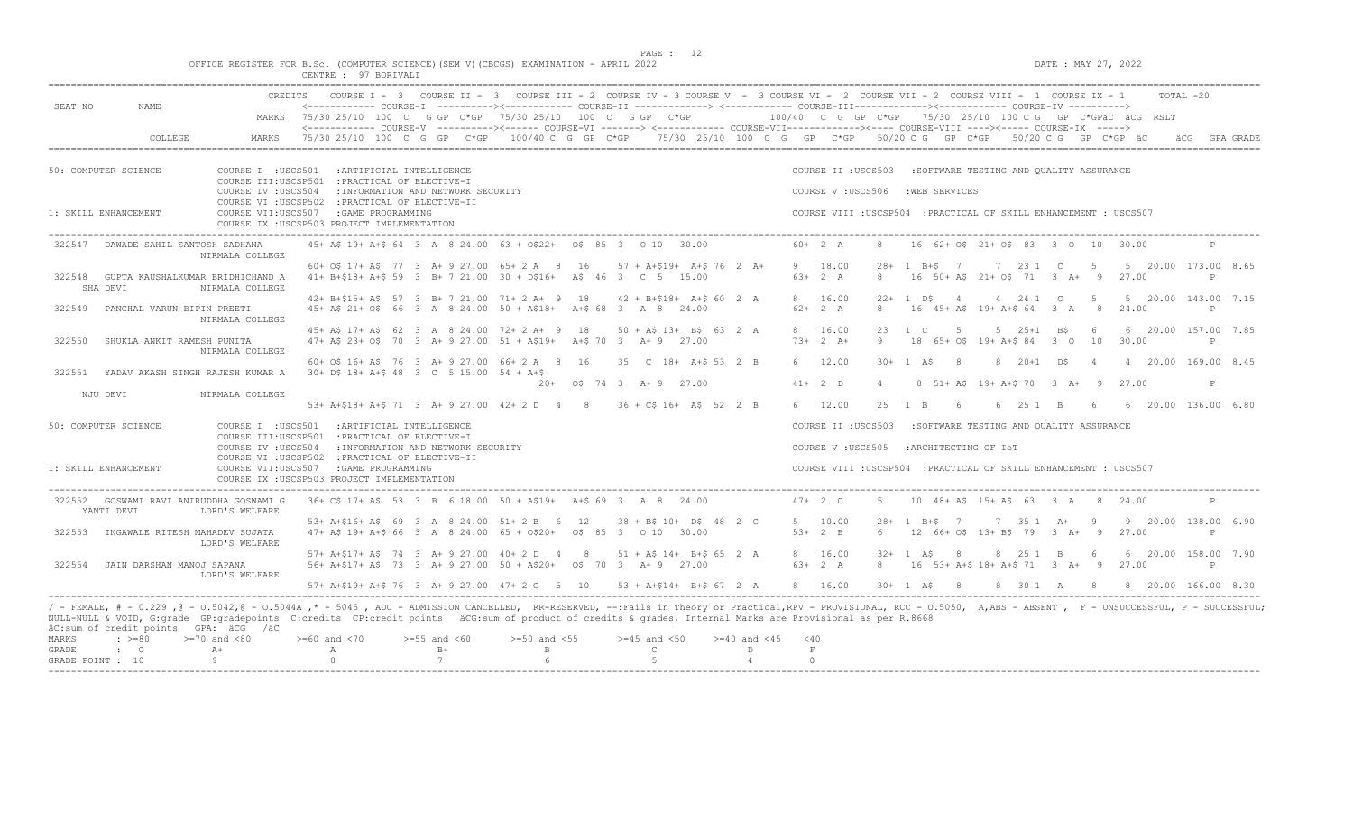OFFICE REGISTER FOR B.Sc. (COMPUTER SCIENCE)(SEM V)(CBCGS) EXAMINATION - APRIL 2022

CENTRE : 97 BORIVALI

DATE : MAY 27, 2022

```
                        CREDITS   COURSE I - 3  COURSE II - 3  COURSE III - 2 COURSE IV - 3 COURSE V  - 3 COURSE VI - 2  COURSE VII - 2  COURSE VIII - 1  COURSE IX - 1      TOTAL -20
SEAT NO      NAME                 <------------ COURSE-I  ----------><------------ COURSE-II -------------> <------------ COURSE-III-------------><------------ COURSE-IV ---------->
                          MARKS  75/30 25/10  100  C   G GP  C*GP   75/30 25/10  100  C   G GP  C*GP          100/40  C  G  GP  C*GP     75/30 25/10 100 C G  GP  C*GPäC  äCG  RSLT
                                  <------------ COURSE-V  ----------><------ COURSE-VI -------> <------------ COURSE-VII-------------><----- COURSE-VIII ----><----- COURSE-IX  ----->
             COLLEGE      MARKS  75/30 25/10  100  C  G  GP   C*GP     100/40 C  G  GP C*GP      75/30  25/10  100  C  G   GP   C*GP      50/20 C G   GP  C*GP      50/20 C G   GP  C*GP  äC       äCG   GPA GRADE

50: COMPUTER SCIENCE        COURSE I  :USCS501   :ARTIFICIAL INTELLIGENCE                                        COURSE II :USCS503   :SOFTWARE TESTING AND QUALITY ASSURANCE
                            COURSE III:USCSP501  :PRACTICAL OF ELECTIVE-I
                            COURSE IV :USCS504   :INFORMATION AND NETWORK SECURITY                               COURSE V :USCS506   :WEB SERVICES
                            COURSE VI :USCSP502  :PRACTICAL OF ELECTIVE-II
1: SKILL ENHANCEMENT        COURSE VII:USCS507   :GAME PROGRAMMING                                               COURSE VIII :USCSP504  :PRACTICAL OF SKILL ENHANCEMENT : USCS507
                            COURSE IX :USCSP503 PROJECT IMPLEMENTATION

 322547   DAWADE SAHIL SANTOSH SADHANA       45+ A$ 19+ A+$ 64  3  A  8 24.00  63 + O$22+  O$ 85  3   O 10   30.00             60+  2  A      8    16  62+ O$  21+ O$  83   3  O   10   30.00              P
                    NIRMALA COLLEGE
                                             60+ O$ 17+ A$  77  3  A+ 9 27.00  65+ 2 A   8   16     57 + A+$19+  A+$ 76  2  A+    9   18.00       28+  1  B+$   7      7  23 1   C      5     5  20.00  173.00  8.65
 322548   GUPTA KAUSHALKUMAR BRIDHICHAND A   41+ B+$18+ A+$ 59  3  B+ 7 21.00  30 + D$16+   A$  46  3   C  5   15.00             63+  2  A      8    16  50+ A$  21+ O$  71   3  A+   9   27.00              P
     SHA DEVI       NIRMALA COLLEGE
                                             42+ B+$15+ A$  57  3  B+ 7 21.00  71+ 2 A+  9   18     42 + B+$18+  A+$ 60  2  A     8   16.00       22+  1  D$    4      4  24 1   C      5     5  20.00  143.00  7.15
 322549   PANCHAL VARUN BIPIN PREETI         45+ A$ 21+ O$  66  3  A  8 24.00  50 + A$18+  A+$ 68  3   A  8   24.00             62+  2  A      8    16  45+ A$  19+ A+$  64   3  A    8   24.00              P
                    NIRMALA COLLEGE
                                             45+ A$ 17+ A$  62  3  A  8 24.00  72+ 2 A+  9   18     50 + A$ 13+  B$  63  2  A     8   16.00       23   1  C     5      5  25+1   B$     6     6  20.00  157.00  7.85
 322550   SHUKLA ANKIT RAMESH PUNITA         47+ A$ 23+ O$  70  3  A+ 9 27.00  51 + A$19+  A+$ 70  3   A+ 9   27.00             73+  2  A+     9    18  65+ O$  19+ A+$  84   3  O   10   30.00              P
                    NIRMALA COLLEGE
                                             60+ O$ 16+ A$  76  3  A+ 9 27.00  66+ 2 A   8   16     35   C  18+  A+$ 53  2  B     6   12.00       30+  1  A$    8      8  20+1   D$     4     4  20.00  169.00  8.45
 322551   YADAV AKASH SINGH RAJESH KUMAR A   30+ D$ 18+ A+$ 48  3  C  5 15.00  54 + A+$
                                                                               20+  O$ 74  3   A+ 9   27.00             41+  2  D      4     8  51+ A$  19+ A+$  70   3  A+   9   27.00              P
     NJU DEVI       NIRMALA COLLEGE
                                             53+ A+$18+ A+$ 71  3  A+ 9 27.00  42+ 2 D   4    8     36 + C$ 16+  A$  52  2  B     6   12.00       25   1  B     6      6  25 1   B      6     6  20.00  136.00  6.80

50: COMPUTER SCIENCE        COURSE I  :USCS501   :ARTIFICIAL INTELLIGENCE                                        COURSE II :USCS503   :SOFTWARE TESTING AND QUALITY ASSURANCE
                            COURSE III:USCSP501  :PRACTICAL OF ELECTIVE-I
                            COURSE IV :USCS504   :INFORMATION AND NETWORK SECURITY                               COURSE V :USCS505   :ARCHITECTING OF IoT
                            COURSE VI :USCSP502  :PRACTICAL OF ELECTIVE-II
1: SKILL ENHANCEMENT        COURSE VII:USCS507   :GAME PROGRAMMING                                               COURSE VIII :USCSP504  :PRACTICAL OF SKILL ENHANCEMENT : USCS507
                            COURSE IX :USCSP503 PROJECT IMPLEMENTATION

 322552   GOSWAMI RAVI ANIRUDDHA GOSWAMI G   36+ C$ 17+ A$  53  3  B  6 18.00  50 + A$19+  A+$ 69  3   A  8   24.00             47+  2  C      5    10  48+ A$  15+ A$   63   3  A    8   24.00              P
     YANTI DEVI     LORD'S WELFARE
                                             53+ A+$16+ A$  69  3  A  8 24.00  51+ 2 B   6   12     38 + B$ 10+  D$  48  2  C     5   10.00       28+  1  B+$   7      7  35 1   A+     9     9  20.00  138.00  6.90
 322553   INGAWALE RITESH MAHADEV SUJATA     47+ A$ 19+ A+$ 66  3  A  8 24.00  65 + O$20+   O$ 85  3   O 10   30.00             53+  2  B      6    12  66+ O$  13+ B$   79   3  A+   9   27.00              P
                    LORD'S WELFARE
                                             57+ A+$17+ A$  74  3  A+ 9 27.00  40+ 2 D   4    8     51 + A$ 14+  B+$ 65  2  A     8   16.00       32+  1  A$    8      8  25 1   B      6     6  20.00  158.00  7.90
 322554   JAIN DARSHAN MANOJ SAPANA          56+ A+$17+ A$  73  3  A+ 9 27.00  50 + A$20+   O$ 70  3   A+ 9   27.00             63+  2  A      8    16  53+ A+$ 18+ A+$  71   3  A+   9   27.00              P
                    LORD'S WELFARE
                                             57+ A+$19+ A+$ 76  3  A+ 9 27.00  47+ 2 C   5   10     53 + A+$14+  B+$ 67  2  A     8   16.00       30+  1  A$    8      8  30 1   A      8     8  20.00  166.00  8.30
```

/ - FEMALE, # - 0.229 ,@ - O.5042,@ - O.5044A ,* - 5045 , ADC - ADMISSION CANCELLED, RR-RESERVED, --:Fails in Theory or Practical,RPV - PROVISIONAL, RCC - O.5050, A,ABS - ABSENT , F - UNSUCCESSFUL, P - SUCCESSFUL;
NULL-NULL & VOID, G:grade GP:gradepoints C:credits CP:credit points äCG:sum of product of credits & grades, Internal Marks are Provisional as per R.8668
äC:sum of credit points GPA: äCG /äC

| MARKS | : >=80 | >=70 and <80 | >=60 and <70 | >=55 and <60 | >=50 and <55 | >=45 and <50 | >=40 and <45 | <40 |
|---|---|---|---|---|---|---|---|---|
| GRADE | : O | A+ | A | B+ | B | C | D | F |
| GRADE POINT | : 10 | 9 | 8 | 7 | 6 | 5 | 4 | 0 |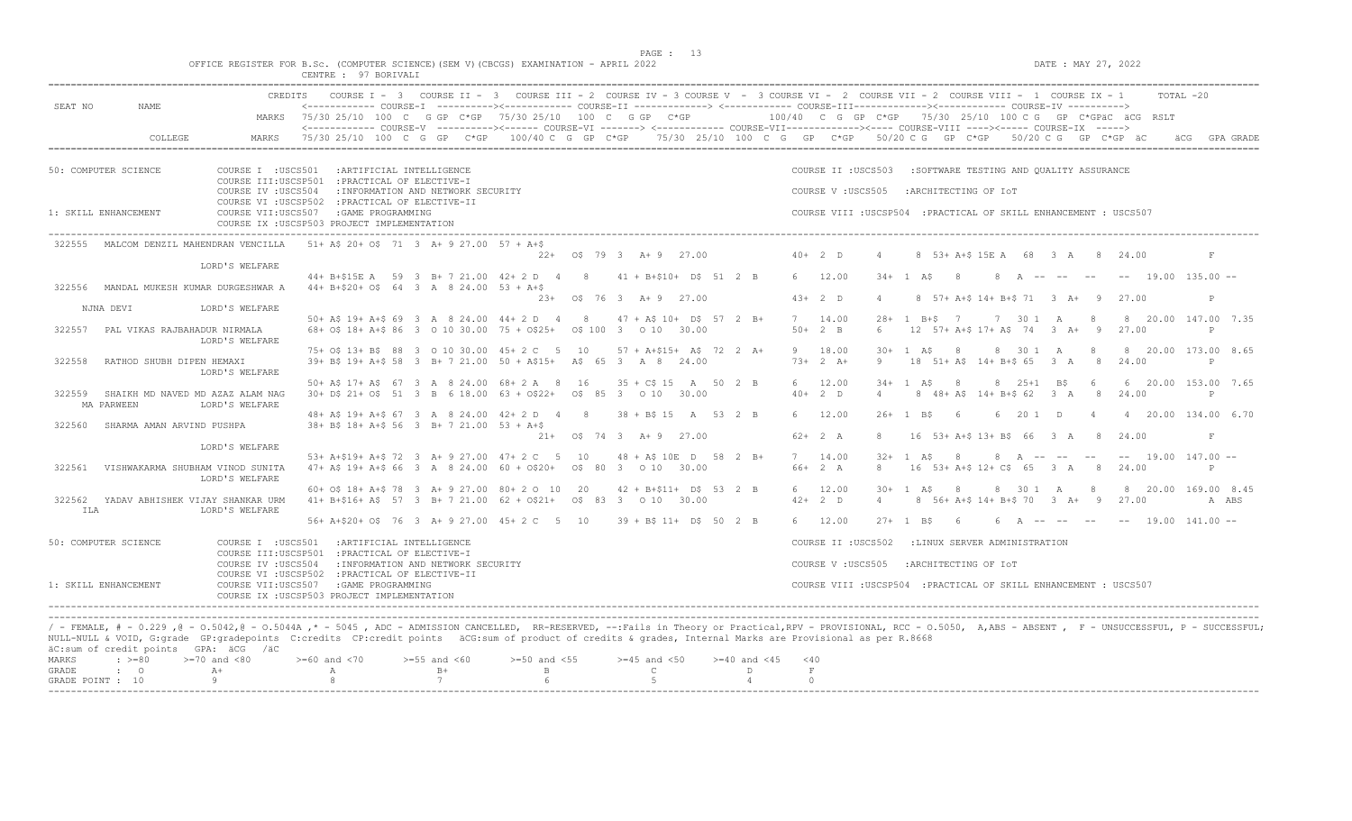OFFICE REGISTER FOR B.Sc. (COMPUTER SCIENCE)(SEM V)(CBCGS) EXAMINATION - APRIL 2022

CENTRE : 97 BORIVALI

DATE : MAY 27, 2022

```
                        CREDITS   COURSE I - 3  COURSE II - 3  COURSE III - 2 COURSE IV - 3 COURSE V - 3 COURSE VI - 2 COURSE VII - 2 COURSE VIII - 1 COURSE IX - 1     TOTAL -20
SEAT NO     NAME                  <------------ COURSE-I  ----------><------------ COURSE-II -------------> <------------ COURSE-III-------------><------------ COURSE-IV ---------->
                          MARKS   75/30 25/10  100  C   G GP  C*GP   75/30 25/10  100  C   G GP   C*GP          100/40  C  G  GP  C*GP    75/30  25/10  100 C G   GP  C*GPäC  äCG  RSLT
                                  <------------ COURSE-V  ----------><------ COURSE-VI -------> <------------ COURSE-VII-------------><---- COURSE-VIII ----><----- COURSE-IX  ----->
            COLLEGE       MARKS   75/30 25/10  100  C  G  GP   C*GP      100/40 C  G  GP  C*GP     75/30  25/10  100  C  G   GP  C*GP    50/20 C G   GP  C*GP    50/20 C G   GP  C*GP  äC     äCG  GPA GRADE

50: COMPUTER SCIENCE        COURSE I  :USCS501   :ARTIFICIAL INTELLIGENCE                              COURSE II :USCS503   :SOFTWARE TESTING AND QUALITY ASSURANCE
                            COURSE III:USCSP501  :PRACTICAL OF ELECTIVE-I
                            COURSE IV :USCS504   :INFORMATION AND NETWORK SECURITY                     COURSE V :USCS505   :ARCHITECTING OF IoT
                            COURSE VI :USCSP502  :PRACTICAL OF ELECTIVE-II
1: SKILL ENHANCEMENT        COURSE VII:USCS507   :GAME PROGRAMMING                                     COURSE VIII :USCSP504  :PRACTICAL OF SKILL ENHANCEMENT : USCS507
                            COURSE IX :USCSP503 PROJECT IMPLEMENTATION

322555  MALCOM DENZIL MAHENDRAN VENCILLA   51+ A$ 20+ O$  71  3  A+ 9 27.00  57 + A+$
                                                                                22+   O$  79  3   A+ 9   27.00             40+  2  D       4      8  53+ A+$ 15E A   68   3  A     8   24.00            F
                    LORD'S WELFARE
                                      44+ B+$15E A   59  3  B+ 7 21.00  42+ 2 D   4    8     41 + B+$10+  D$  51  2  B     6   12.00      34+  1  A$    8      8  A  --  --   --    --  19.00  135.00 --
322556  MANDAL MUKESH KUMAR DURGESHWAR A   44+ B+$20+ O$  64  3  A  8 24.00  53 + A+$
                                                                                23+   O$  76  3   A+ 9   27.00             43+  2  D       4      8  57+ A+$ 14+ B+$ 71   3  A+    9   27.00            P
   NJNA DEVI             LORD'S WELFARE
                                      50+ A$ 19+ A+$ 69  3  A  8 24.00  44+ 2 D   4    8     47 + A$ 10+  D$  57  2  B+    7   14.00      28+  1  B+$   7      7  30 1   A     8     8  20.00  147.00  7.35
322557  PAL VIKAS RAJBAHADUR NIRMALA        68+ O$ 18+ A+$ 86  3  O 10 30.00  75 + O$25+   O$ 100  3   O 10   30.00             50+  2  B       6     12  57+ A+$ 17+ A$  74   3  A+    9   27.00            P
                    LORD'S WELFARE
                                      75+ O$ 13+ B$  88  3  O 10 30.00  45+ 2 C   5   10     57 + A+$15+  A$  72  2  A+    9   18.00      30+  1  A$    8      8  30 1   A     8     8  20.00  173.00  8.65
322558  RATHOD SHUBH DIPEN HEMAXI           39+ B$ 19+ A+$ 58  3  B+ 7 21.00  50 + A$15+   A$  65  3   A  8   24.00             73+  2  A+      9     18  51+ A$  14+ B+$ 65   3  A     8   24.00            P
                    LORD'S WELFARE
                                      50+ A$ 17+ A$  67  3  A  8 24.00  68+ 2 A   8   16     35 + C$ 15   A   50  2  B     6   12.00      34+  1  A$    8      8  25+1   B$    6     6  20.00  153.00  7.65
322559  SHAIKH MD NAVED MD AZAZ ALAM NAG    30+ D$ 21+ O$  51  3  B  6 18.00  63 + O$22+   O$  85  3   O 10   30.00             40+  2  D       4      8  48+ A$  14+ B+$ 62   3  A     8   24.00            P
   MA PARWEEN            LORD'S WELFARE
                                      48+ A$ 19+ A+$ 67  3  A  8 24.00  42+ 2 D   4    8     38 + B$ 15   A   53  2  B     6   12.00      26+  1  B$    6      6  20 1   D     4     4  20.00  134.00  6.70
322560  SHARMA AMAN ARVIND PUSHPA           38+ B$ 18+ A+$ 56  3  B+ 7 21.00  53 + A+$
                                                                                21+   O$  74  3   A+ 9   27.00             62+  2  A       8     16  53+ A+$ 13+ B$  66   3  A     8   24.00            F
                    LORD'S WELFARE
                                      53+ A+$19+ A+$ 72  3  A+ 9 27.00  47+ 2 C   5   10     48 + A$ 10E  D   58  2  B+    7   14.00      32+  1  A$    8      8  A  --  --   --    --  19.00  147.00 --
322561  VISHWAKARMA SHUBHAM VINOD SUNITA    47+ A$ 19+ A+$ 66  3  A  8 24.00  60 + O$20+   O$  80  3   O 10   30.00             66+  2  A       8     16  53+ A+$ 12+ C$  65   3  A     8   24.00            P
                    LORD'S WELFARE
                                      60+ O$ 18+ A+$ 78  3  A+ 9 27.00  80+ 2 O  10   20     42 + B+$11+  D$  53  2  B     6   12.00      30+  1  A$    8      8  30 1   A     8     8  20.00  169.00  8.45
322562  YADAV ABHISHEK VIJAY SHANKAR URM    41+ B+$16+ A$  57  3  B+ 7 21.00  62 + O$21+   O$  83  3   O 10   30.00             42+  2  D       4      8  56+ A+$ 14+ B+$ 70   3  A+    9   27.00            A ABS
   ILA                   LORD'S WELFARE
                                      56+ A+$20+ O$  76  3  A+ 9 27.00  45+ 2 C   5   10     39 + B$ 11+  D$  50  2  B     6   12.00      27+  1  B$    6      6  A  --  --   --    --  19.00  141.00 --

50: COMPUTER SCIENCE        COURSE I  :USCS501   :ARTIFICIAL INTELLIGENCE                              COURSE II :USCS502   :LINUX SERVER ADMINISTRATION
                            COURSE III:USCSP501  :PRACTICAL OF ELECTIVE-I
                            COURSE IV :USCS504   :INFORMATION AND NETWORK SECURITY                     COURSE V :USCS505   :ARCHITECTING OF IoT
                            COURSE VI :USCSP502  :PRACTICAL OF ELECTIVE-II
1: SKILL ENHANCEMENT        COURSE VII:USCS507   :GAME PROGRAMMING                                     COURSE VIII :USCSP504  :PRACTICAL OF SKILL ENHANCEMENT : USCS507
                            COURSE IX :USCSP503 PROJECT IMPLEMENTATION
```

/ - FEMALE, # - 0.229 ,@ - O.5042,@ - O.5044A ,* - 5045 , ADC - ADMISSION CANCELLED, RR-RESERVED, --:Fails in Theory or Practical,RPV - PROVISIONAL, RCC - O.5050, A,ABS - ABSENT , F - UNSUCCESSFUL, P - SUCCESSFUL;
NULL-NULL & VOID, G:grade GP:gradepoints C:credits CP:credit points äCG:sum of product of credits & grades, Internal Marks are Provisional as per R.8668
äC:sum of credit points GPA: äCG /äC

| MARKS | : >=80 | >=70 and <80 | >=60 and <70 | >=55 and <60 | >=50 and <55 | >=45 and <50 | >=40 and <45 | <40 |
|---|---|---|---|---|---|---|---|---|
| GRADE | : O | A+ | A | B+ | B | C | D | F |
| GRADE POINT | : 10 | 9 | 8 | 7 | 6 | 5 | 4 | 0 |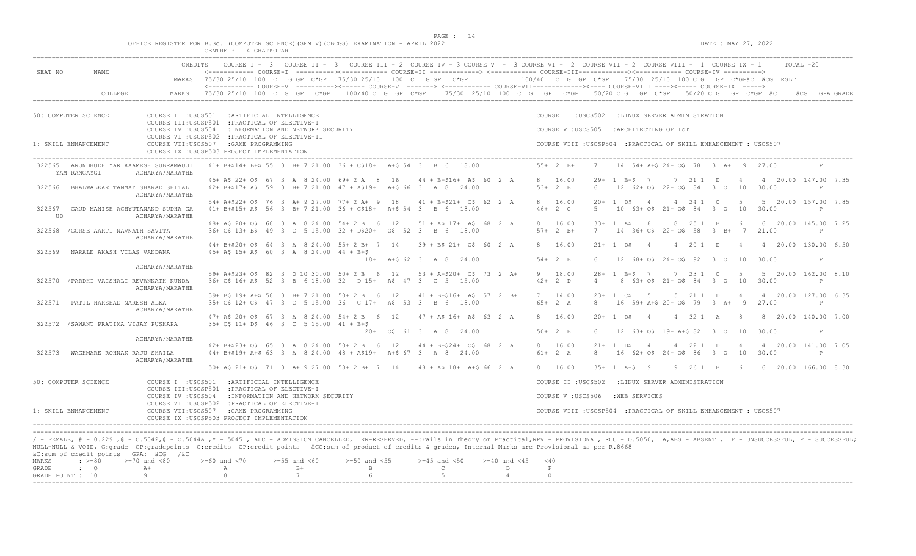OFFICE REGISTER FOR B.Sc. (COMPUTER SCIENCE)(SEM V)(CBCGS) EXAMINATION - APRIL 2022

CENTRE : 4 GHATKOPAR

DATE : MAY 27, 2022

```
                        CREDITS   COURSE I - 3  COURSE II - 3  COURSE III - 2 COURSE IV - 3 COURSE V - 3 COURSE VI - 2 COURSE VII - 2 COURSE VIII - 1 COURSE IX - 1     TOTAL -20
SEAT NO      NAME                 <------------ COURSE-I ----------><------------ COURSE-II -------------> <------------ COURSE-III-------------><------------ COURSE-IV ---------->
                           MARKS  75/30 25/10 100 C  G GP C*GP  75/30 25/10  100 C  G GP  C*GP          100/40  C  G GP C*GP    75/30 25/10 100 C G  GP C*GPäC äCG RSLT
                                  <------------ COURSE-V ----------><------ COURSE-VI -------> <------------ COURSE-VII-------------><---- COURSE-VIII ----><----- COURSE-IX ----->
          COLLEGE          MARKS  75/30 25/10 100 C G GP  C*GP    100/40 C G GP C*GP     75/30 25/10 100 C G  GP  C*GP    50/20 C G  GP C*GP    50/20 C G  GP C*GP äC    äCG  GPA GRADE

50: COMPUTER SCIENCE        COURSE I  :USCS501  :ARTIFICIAL INTELLIGENCE                          COURSE II :USCS502  :LINUX SERVER ADMINISTRATION
                            COURSE III:USCSP501 :PRACTICAL OF ELECTIVE-I
                            COURSE IV :USCS504  :INFORMATION AND NETWORK SECURITY                 COURSE V :USCS505  :ARCHITECTING OF IoT
                            COURSE VI :USCSP502 :PRACTICAL OF ELECTIVE-II
1: SKILL ENHANCEMENT        COURSE VII:USCS507  :GAME PROGRAMMING                                 COURSE VIII :USCSP504 :PRACTICAL OF SKILL ENHANCEMENT : USCS507
                            COURSE IX :USCSP503 PROJECT IMPLEMENTATION
-----------------------------------------------------------------------------------------------------------------------------------------------------------------------------------------
322565  ARUNDHUDHIYAR KAAMESH SUBRAMAUUI   41+ B+$14+ B+$ 55  3  B+ 7 21.00  36 + C$18+  A+$ 54  3  B  6  18.00          55+  2  B+    7    14  54+ A+$ 24+ O$  78  3  A+  9  27.00          P
        YAM RANGAYGI       ACHARYA/MARATHE
                                   45+ A$ 22+ O$  67  3  A  8 24.00  69+ 2 A   8   16      44 + B+$16+  A$  60  2  A    8   16.00     29+  1  B+$  7      7  21 1   D    4     4  20.00 147.00 7.35
322566  BHALWALKAR TANMAY SHARAD SHITAL    42+ B+$17+ A$  59  3  B+ 7 21.00  47 + A$19+  A+$ 66  3  A  8  24.00          53+  2  B     6    12  62+ O$ 22+ O$  84  3  O  10  30.00          P
                           ACHARYA/MARATHE
                                   54+ A+$22+ O$  76  3  A+ 9 27.00  77+ 2 A+  9   18      41 + B+$21+  O$  62  2  A    8   16.00     20+  1  D$   4      4  24 1   C    5     5  20.00 157.00 7.85
322567  GAUD MANISH ACHYUTANAND SUDHA GA   41+ B+$15+ A$  56  3  B+ 7 21.00  36 + C$18+  A+$ 54  3  B  6  18.00          46+  2  C     5    10  63+ O$ 21+ O$  84  3  O  10  30.00          P
        UD                 ACHARYA/MARATHE
                                   48+ A$ 20+ O$  68  3  A  8 24.00  54+ 2 B   6   12      51 + A$ 17+  A$  68  2  A    8   16.00     33+  1  A$   8      8  25 1   B    6     6  20.00 145.00 7.25
322568 /GORSE AARTI NAVNATH SAVITA         36+ C$ 13+ B$  49  3  C  5 15.00  32 + D$20+  O$  52  3  B  6  18.00          57+  2  B+    7    14  36+ C$ 22+ O$  58  3  B+  7  21.00          P
                           ACHARYA/MARATHE
                                   44+ B+$20+ O$  64  3  A  8 24.00  55+ 2 B+  7   14      39 + B$ 21+  O$  60  2  A    8   16.00     21+  1  D$   4      4  20 1   D    4     4  20.00 130.00 6.50
322569  NARALE AKASH VILAS VANDANA         45+ A$ 15+ A$  60  3  A  8 24.00  44 + B+$
                                                                        18+  A+$ 62  3  A  8  24.00          54+  2  B     6    12  68+ O$ 24+ O$  92  3  O  10  30.00          P
                           ACHARYA/MARATHE
                                   59+ A+$23+ O$  82  3  O 10 30.00  50+ 2 B   6   12      53 + A+$20+  O$  73  2  A+   9   18.00     28+  1  B+$  7      7  23 1   C    5     5  20.00 162.00 8.10
322570 /PARDHI VAISHALI REVANNATH KUNDA    36+ C$ 16+ A$  52  3  B  6 18.00  32   D 15+  A$  47  3  C  5  15.00          42+  2  D     4     8  63+ O$ 21+ O$  84  3  O  10  30.00          P
                           ACHARYA/MARATHE
                                   39+ B$ 19+ A+$ 58  3  B+ 7 21.00  50+ 2 B   6   12      41 + B+$16+  A$  57  2  B+   7   14.00     23+  1  C$   5      5  21 1   D    4     4  20.00 127.00 6.35
322571  PATIL HARSHAD NARESH ALKA          35+ C$ 12+ C$  47  3  C  5 15.00  36   C 17+  A$  53  3  B  6  18.00          65+  2  A     8    16  59+ A+$ 20+ O$  79  3  A+  9  27.00          P
                           ACHARYA/MARATHE
                                   47+ A$ 20+ O$  67  3  A  8 24.00  54+ 2 B   6   12      47 + A$ 16+  A$  63  2  A    8   16.00     20+  1  D$   4      4  32 1   A    8     8  20.00 140.00 7.00
322572 /SAWANT PRATIMA VIJAY PUSHAPA       35+ C$ 11+ D$  46  3  C  5 15.00  41 + B+$
                                                                        20+  O$  61  3  A  8  24.00          50+  2  B     6    12  63+ O$ 19+ A+$ 82  3  O  10  30.00          P
                           ACHARYA/MARATHE
                                   42+ B+$23+ O$  65  3  A  8 24.00  50+ 2 B   6   12      44 + B+$24+  O$  68  2  A    8   16.00     21+  1  D$   4      4  22 1   D    4     4  20.00 141.00 7.05
322573  WAGHMARE ROHNAK RAJU SHAILA        44+ B+$19+ A+$ 63  3  A  8 24.00  48 + A$19+  A+$ 67  3  A  8  24.00          61+  2  A     8    16  62+ O$ 24+ O$  86  3  O  10  30.00          P
                           ACHARYA/MARATHE
                                   50+ A$ 21+ O$  71  3  A+ 9 27.00  58+ 2 B+  7   14      48 + A$ 18+  A+$ 66  2  A    8   16.00     35+  1  A+$  9      9  26 1   B    6     6  20.00 166.00 8.30

50: COMPUTER SCIENCE        COURSE I  :USCS501  :ARTIFICIAL INTELLIGENCE                          COURSE II :USCS502  :LINUX SERVER ADMINISTRATION
                            COURSE III:USCSP501 :PRACTICAL OF ELECTIVE-I
                            COURSE IV :USCS504  :INFORMATION AND NETWORK SECURITY                 COURSE V :USCS506  :WEB SERVICES
                            COURSE VI :USCSP502 :PRACTICAL OF ELECTIVE-II
1: SKILL ENHANCEMENT        COURSE VII:USCS507  :GAME PROGRAMMING                                 COURSE VIII :USCSP504 :PRACTICAL OF SKILL ENHANCEMENT : USCS507
                            COURSE IX :USCSP503 PROJECT IMPLEMENTATION
```

/ - FEMALE, # - 0.229 ,@ - 0.5042,@ - 0.5044A ,* - 5045 , ADC - ADMISSION CANCELLED, RR-RESERVED, --:Fails in Theory or Practical,RPV - PROVISIONAL, RCC - 0.5050, A,ABS - ABSENT , F - UNSUCCESSFUL, P - SUCCESSFUL; NULL-NULL & VOID, G:grade GP:gradepoints C:credits CP:credit points äCG:sum of product of credits & grades, Internal Marks are Provisional as per R.8668

äC:sum of credit points GPA: äCG /äC

| MARKS | : >=80 | >=70 and <80 | >=60 and <70 | >=55 and <60 | >=50 and <55 | >=45 and <50 | >=40 and <45 | <40 |
|---|---|---|---|---|---|---|---|---|
| GRADE | : O | A+ | A | B+ | B | C | D | F |
| GRADE POINT | : 10 | 9 | 8 | 7 | 6 | 5 | 4 | 0 |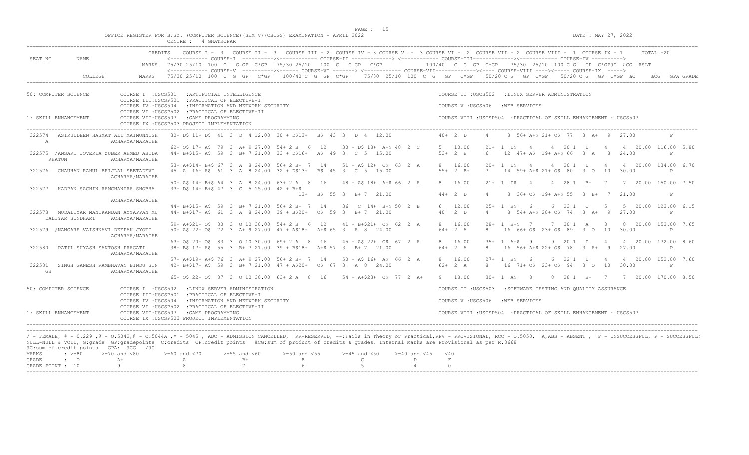OFFICE REGISTER FOR B.Sc. (COMPUTER SCIENCE)(SEM V)(CBCGS) EXAMINATION - APRIL 2022 DATE : MAY 27, 2022

CENTRE : 4 GHATKOPAR

```
                                CREDITS    COURSE I - 3  COURSE II - 3  COURSE III - 2  COURSE IV - 3 COURSE V - 3 COURSE VI - 2  COURSE VII - 2  COURSE VIII - 1  COURSE IX - 1      TOTAL -20
SEAT NO      NAME                          <------------ COURSE-I  ---------><------------ COURSE-II -------------> <------------ COURSE-III-------------><------------ COURSE-IV ---------->
                                MARKS   75/30 25/10  100  C   G GP  C*GP  75/30 25/10  100  C   G GP  C*GP          100/40  C  G  GP  C*GP    75/30  25/10  100 C G   GP  C*GPäC  äCG  RSLT
                                        <------------ COURSE-V  ---------><------ COURSE-VI -------> <------------ COURSE-VII-------------><---- COURSE-VIII ----><----- COURSE-IX ----->
          COLLEGE               MARKS   75/30 25/10  100  C  G  GP   C*GP    100/40 C  G  GP  C*GP    75/30  25/10  100  C  G  GP  C*GP   50/20 C G   GP  C*GP   50/20 C G   GP  C*GP  äC        äCG   GPA GRADE

50: COMPUTER SCIENCE          COURSE I  :USCS501   :ARTIFICIAL INTELLIGENCE                                          COURSE II :USCS502   :LINUX SERVER ADMINISTRATION
                              COURSE III:USCSP501  :PRACTICAL OF ELECTIVE-I
                              COURSE IV :USCS504   :INFORMATION AND NETWORK SECURITY                                 COURSE V :USCS506   :WEB SERVICES
                              COURSE VI :USCSP502  :PRACTICAL OF ELECTIVE-II
1: SKILL ENHANCEMENT          COURSE VII:USCS507   :GAME PROGRAMMING                                                 COURSE VIII :USCSP504  :PRACTICAL OF SKILL ENHANCEMENT : USCS507
                              COURSE IX :USCSP503 PROJECT IMPLEMENTATION

 322574  ASIRUDDEEN HASMAT ALI MAIMUNNISH   30+ D$ 11+ D$  41  3  D  4 12.00  30 + D$13+  B$  43  3   D  4   12.00           40+  2  D      4      8  56+ A+$ 21+ O$  77   3  A+   9   27.00              P
   A                      ACHARYA/MARATHE
                                            62+ O$ 17+ A$  79  3  A+ 9 27.00  54+ 2 B   6   12     30 + D$ 18+  A+$ 48  2  C       5   10.00         21+  1  D$    4      4  20 1   D      4      4  20.00  116.00  5.80
 322575 /ANSARI JOVERIA ZUBER AHMED ABIDA   44+ B+$15+ A$  59  3  B+ 7 21.00  33 + D$16+  A$  49  3   C  5   15.00           53+  2  B      6     12  47+ A$  19+ A+$ 66   3  A    8   24.00              P
   KHATUN                 ACHARYA/MARATHE
                                            53+ A+$14+ B+$ 67  3  A  8 24.00  56+ 2 B+  7   14     51 + A$ 12+  C$  63  2  A       8   16.00         20+  1  D$    4      4  20 1   D      4      4  20.00  134.00  6.70
 322576  CHAUHAN RAHUL BRIJLAL SEETADEVI    45  A  16+ A$  61  3  A  8 24.00  32 + D$13+  B$  45  3   C  5   15.00           55+  2  B+     7     14  59+ A+$ 21+ O$  80   3  O   10   30.00              P
                          ACHARYA/MARATHE
                                            50+ A$ 14+ B+$ 64  3  A  8 24.00  63+ 2 A   8   16     48 + A$ 18+  A+$ 66  2  A       8   16.00         21+  1  D$    4      4  28 1   B+     7      7  20.00  150.00  7.50
 322577  HADPAN SACHIN RAMCHANDRA SHOBHA    33+ D$ 14+ B+$ 47  3  C  5 15.00  42 + B+$
                                                                                   13+  B$  55  3   B+ 7   21.00           44+  2  D      4      8  36+ C$  19+ A+$ 55   3  B+   7   21.00              P
                          ACHARYA/MARATHE
                                            44+ B+$15+ A$  59  3  B+ 7 21.00  56+ 2 B+  7   14     36   C  14+  B+$ 50  2  B       6   12.00         25+  1  B$    6      6  23 1   C      5      5  20.00  123.00  6.15
 322578  MUDALIYAR MANIKANDAN AYYAPPAN MU   44+ B+$17+ A$  61  3  A  8 24.00  39 + B$20+  O$  59  3   B+ 7   21.00           40   2  D      4      8  54+ A+$ 20+ O$  74   3  A+   9   27.00              P
   DALIYAR SUNDHARI       ACHARYA/MARATHE
                                            59+ A+$21+ O$  80  3  O 10 30.00  54+ 2 B   6   12     41 + B+$21+  O$  62  2  A       8   16.00         28+  1  B+$   7      7  30 1   A      8      8  20.00  153.00  7.65
 322579 /NANGARE VAISHNAVI DEEPAK JYOTI     50+ A$ 22+ O$  72  3  A+ 9 27.00  47 + A$18+  A+$ 65  3   A  8   24.00           64+  2  A      8     16  66+ O$  23+ O$  89   3  O   10   30.00              P
                          ACHARYA/MARATHE
                                            63+ O$ 20+ O$  83  3  O 10 30.00  69+ 2 A   8   16     45 + A$ 22+  O$  67  2  A       8   16.00         35+  1  A+$   9      9  20 1   D      4      4  20.00  172.00  8.60
 322580  PATIL SUYASH SANTOSH PRAGATI       38+ B$ 17+ A$  55  3  B+ 7 21.00  39 + B$18+  A+$ 57  3   B+ 7   21.00           64+  2  A      8     16  56+ A+$ 22+ O$  78   3  A+   9   27.00              P
                          ACHARYA/MARATHE
                                            57+ A+$19+ A+$ 76  3  A+ 9 27.00  56+ 2 B+  7   14     50 + A$ 16+  A$  66  2  A       8   16.00         27+  1  B$    6      6  22 1   D      4      4  20.00  152.00  7.60
 322581  SINGH GANESH RAMBHAVAN BINDU SIN   42+ B+$17+ A$  59  3  B+ 7 21.00  47 + A$20+  O$  67  3   A  8   24.00           62+  2  A      8     16  71+ O$  23+ O$  94   3  O   10   30.00              P
   GH                     ACHARYA/MARATHE
                                            65+ O$ 22+ O$  87  3  O 10 30.00  63+ 2 A   8   16     54 + A+$23+  O$  77  2  A+      9   18.00         30+  1  A$    8      8  28 1   B+     7      7  20.00  170.00  8.50

50: COMPUTER SCIENCE          COURSE I  :USCS502   :LINUX SERVER ADMINISTRATION                                      COURSE II :USCS503   :SOFTWARE TESTING AND QUALITY ASSURANCE
                              COURSE III:USCSP501  :PRACTICAL OF ELECTIVE-I
                              COURSE IV :USCS504   :INFORMATION AND NETWORK SECURITY                                 COURSE V :USCS506   :WEB SERVICES
                              COURSE VI :USCSP502  :PRACTICAL OF ELECTIVE-II
1: SKILL ENHANCEMENT          COURSE VII:USCS507   :GAME PROGRAMMING                                                 COURSE VIII :USCSP504  :PRACTICAL OF SKILL ENHANCEMENT : USCS507
                              COURSE IX :USCSP503 PROJECT IMPLEMENTATION
```

/ - FEMALE, # - 0.229 ,@ - O.5042,@ - O.5044A ,* - 5045 , ADC - ADMISSION CANCELLED, RR-RESERVED, --:Fails in Theory or Practical,RPV - PROVISIONAL, RCC - O.5050, A,ABS - ABSENT , F - UNSUCCESSFUL, P - SUCCESSFUL;
NULL-NULL & VOID, G:grade GP:gradepoints C:credits CP:credit points äCG:sum of product of credits & grades, Internal Marks are Provisional as per R.8668
äC:sum of credit points GPA: äCG /äC

| MARKS | : >=80 | >=70 and <80 | >=60 and <70 | >=55 and <60 | >=50 and <55 | >=45 and <50 | >=40 and <45 | <40 |
|---|---|---|---|---|---|---|---|---|
| GRADE | : O | A+ | A | B+ | B | C | D | F |
| GRADE POINT | : 10 | 9 | 8 | 7 | 6 | 5 | 4 | 0 |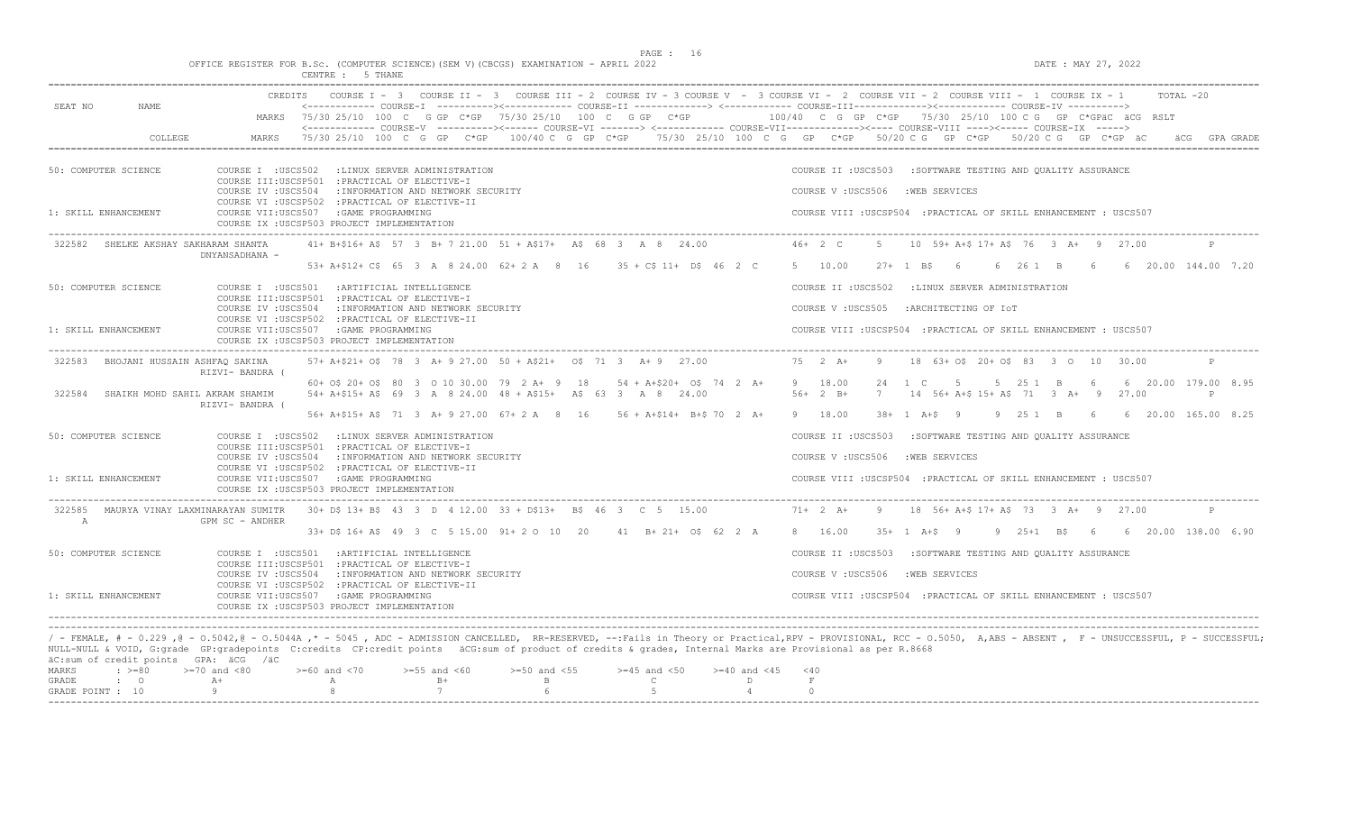OFFICE REGISTER FOR B.Sc. (COMPUTER SCIENCE)(SEM V)(CBCGS) EXAMINATION - APRIL 2022

CENTRE : 5 THANE

DATE : MAY 27, 2022

```
SEAT NO   NAME             CREDITS  COURSE I - 3  COURSE II - 3  COURSE III - 2 COURSE IV - 3 COURSE V - 3 COURSE VI - 2 COURSE VII - 2 COURSE VIII - 1 COURSE IX - 1   TOTAL -20
                                    <------------ COURSE-I  ----------><------------ COURSE-II -------------> <------------ COURSE-III-------------><------------ COURSE-IV ---------->
                           MARKS    75/30 25/10 100 C  G GP C*GP  75/30 25/10  100 C  G GP  C*GP          100/40  C  G  GP  C*GP    75/30  25/10 100 C G  GP  C*GPäC  äCG  RSLT
                                    <------------ COURSE-V  ----------><------ COURSE-VI -------> <------------ COURSE-VII------------><----- COURSE-VIII ----><----- COURSE-IX  ----->
          COLLEGE          MARKS    75/30 25/10 100 C G  GP  C*GP   100/40 C G  GP C*GP    75/30 25/10 100 C G  GP  C*GP    50/20 C G  GP C*GP    50/20 C G  GP C*GP äC    äCG  GPA GRADE

50: COMPUTER SCIENCE        COURSE I  :USCS502   :LINUX SERVER ADMINISTRATION                              COURSE II :USCS503   :SOFTWARE TESTING AND QUALITY ASSURANCE
                            COURSE III:USCSP501  :PRACTICAL OF ELECTIVE-I
                            COURSE IV :USCS504   :INFORMATION AND NETWORK SECURITY                         COURSE V :USCS506   :WEB SERVICES
                            COURSE VI :USCSP502  :PRACTICAL OF ELECTIVE-II
1: SKILL ENHANCEMENT        COURSE VII:USCS507   :GAME PROGRAMMING                                         COURSE VIII :USCSP504  :PRACTICAL OF SKILL ENHANCEMENT : USCS507
                            COURSE IX :USCSP503 PROJECT IMPLEMENTATION
------------------------------------------------------------------------------------------------------------------------------------------------------------------------------------
322582  SHELKE AKSHAY SAKHARAM SHANTA    41+ B+$16+ A$  57  3  B+ 7 21.00  51 + A$17+  A$  68  3  A  8  24.00     46+ 2  C     5    10  59+ A+$ 17+ A$  76  3  A+  9  27.00        P
        DNYANSADHANA -
                                         53+ A+$12+ C$  65  3  A  8 24.00  62+ 2 A   8  16    35 + C$ 11+  D$  46  2  C     5   10.00     27+ 1  B$   6     6  26 1   B     6     6  20.00 144.00  7.20

50: COMPUTER SCIENCE        COURSE I  :USCS501   :ARTIFICIAL INTELLIGENCE                                  COURSE II :USCS502   :LINUX SERVER ADMINISTRATION
                            COURSE III:USCSP501  :PRACTICAL OF ELECTIVE-I
                            COURSE IV :USCS504   :INFORMATION AND NETWORK SECURITY                         COURSE V :USCS505   :ARCHITECTING OF IoT
                            COURSE VI :USCSP502  :PRACTICAL OF ELECTIVE-II
1: SKILL ENHANCEMENT        COURSE VII:USCS507   :GAME PROGRAMMING                                         COURSE VIII :USCSP504  :PRACTICAL OF SKILL ENHANCEMENT : USCS507
                            COURSE IX :USCSP503 PROJECT IMPLEMENTATION
------------------------------------------------------------------------------------------------------------------------------------------------------------------------------------
322583  BHOJANI HUSSAIN ASHFAQ SAKINA    57+ A+$21+ O$  78  3  A+ 9 27.00  50 + A$21+   O$  71  3  A+  9  27.00     75  2  A+    9    18  63+ O$  20+ O$  83  3  O  10  30.00        P
        RIZVI- BANDRA (
                                         60+ O$ 20+ O$  80  3  O 10 30.00  79  2 A+  9  18    54 + A+$20+  O$  74  2  A+    9   18.00     24  1  C     5     5  25 1   B     6     6  20.00 179.00  8.95
322584  SHAIKH MOHD SAHIL AKRAM SHAMIM   54+ A+$15+ A$  69  3  A  8 24.00  48 + A$15+   A$  63  3  A  8  24.00     56+ 2  B+    7    14  56+ A+$ 15+ A$  71  3  A+  9  27.00        P
        RIZVI- BANDRA (
                                         56+ A+$15+ A$  71  3  A+ 9 27.00  67+ 2 A   8  16    56 + A+$14+  B+$ 70  2  A+    9   18.00     38+ 1  A+$  9     9  25 1   B     6     6  20.00 165.00  8.25

50: COMPUTER SCIENCE        COURSE I  :USCS502   :LINUX SERVER ADMINISTRATION                              COURSE II :USCS503   :SOFTWARE TESTING AND QUALITY ASSURANCE
                            COURSE III:USCSP501  :PRACTICAL OF ELECTIVE-I
                            COURSE IV :USCS504   :INFORMATION AND NETWORK SECURITY                         COURSE V :USCS506   :WEB SERVICES
                            COURSE VI :USCSP502  :PRACTICAL OF ELECTIVE-II
1: SKILL ENHANCEMENT        COURSE VII:USCS507   :GAME PROGRAMMING                                         COURSE VIII :USCSP504  :PRACTICAL OF SKILL ENHANCEMENT : USCS507
                            COURSE IX :USCSP503 PROJECT IMPLEMENTATION
------------------------------------------------------------------------------------------------------------------------------------------------------------------------------------
322585  MAURYA VINAY LAXMINARAYAN SUMITR 30+ D$ 13+ B$  43  3  D  4 12.00  33 + D$13+   B$  46  3  C  5  15.00     71+ 2  A+    9    18  56+ A+$ 17+ A$  73  3  A+  9  27.00        P
  A     GPM SC - ANDHER
                                         33+ D$ 16+ A$  49  3  C  5 15.00  91+ 2 O  10  20      41  B+ 21+  O$  62  2  A     8   16.00     35+ 1  A+$  9     9  25+1   B$    6     6  20.00 138.00  6.90

50: COMPUTER SCIENCE        COURSE I  :USCS501   :ARTIFICIAL INTELLIGENCE                                  COURSE II :USCS503   :SOFTWARE TESTING AND QUALITY ASSURANCE
                            COURSE III:USCSP501  :PRACTICAL OF ELECTIVE-I
                            COURSE IV :USCS504   :INFORMATION AND NETWORK SECURITY                         COURSE V :USCS506   :WEB SERVICES
                            COURSE VI :USCSP502  :PRACTICAL OF ELECTIVE-II
1: SKILL ENHANCEMENT        COURSE VII:USCS507   :GAME PROGRAMMING                                         COURSE VIII :USCSP504  :PRACTICAL OF SKILL ENHANCEMENT : USCS507
                            COURSE IX :USCSP503 PROJECT IMPLEMENTATION
```

/ - FEMALE, # - 0.229 ,@ - O.5042,@ - O.5044A ,* - 5045 , ADC - ADMISSION CANCELLED, RR-RESERVED, --:Fails in Theory or Practical,RPV - PROVISIONAL, RCC - O.5050, A,ABS - ABSENT , F - UNSUCCESSFUL, P - SUCCESSFUL; NULL-NULL & VOID, G:grade GP:gradepoints C:credits CP:credit points äCG:sum of product of credits & grades, Internal Marks are Provisional as per R.8668

äC:sum of credit points GPA: äCG /äC

| MARKS | : >=80 | >=70 and <80 | >=60 and <70 | >=55 and <60 | >=50 and <55 | >=45 and <50 | >=40 and <45 | <40 |
|---|---|---|---|---|---|---|---|---|
| GRADE | : O | A+ | A | B+ | B | C | D | F |
| GRADE POINT | : 10 | 9 | 8 | 7 | 6 | 5 | 4 | 0 |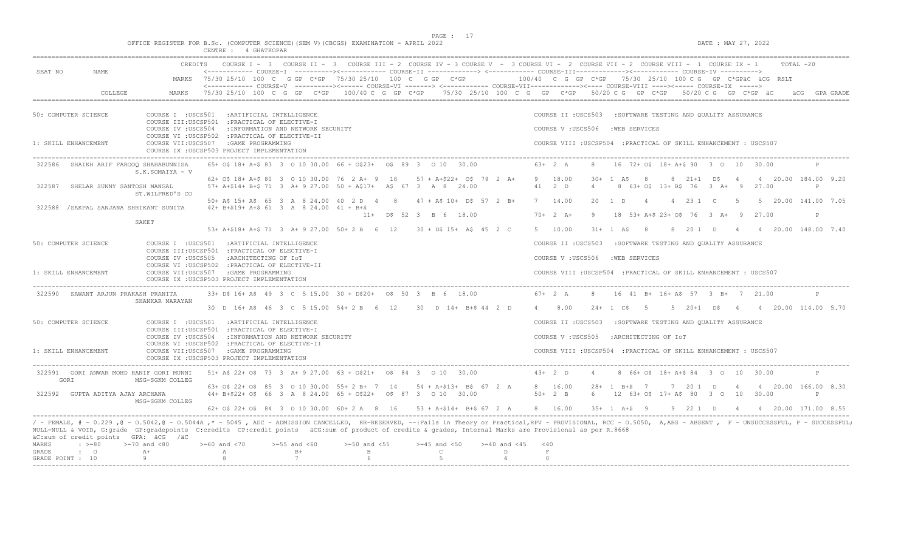OFFICE REGISTER FOR B.Sc. (COMPUTER SCIENCE)(SEM V)(CBCGS) EXAMINATION - APRIL 2022
CENTRE : 4 GHATKOPAR

DATE : MAY 27, 2022

```
                    CREDITS    COURSE I -  3   COURSE II -  3   COURSE III - 2  COURSE IV - 3 COURSE V  -  3 COURSE VI -  2  COURSE VII - 2  COURSE VIII -  1  COURSE IX - 1      TOTAL -20
SEAT NO      NAME             <------------ COURSE-I  ----------><------------ COURSE-II -------------> <------------ COURSE-III-------------><------------ COURSE-IV ---------->
                      MARKS  75/30 25/10  100  C   G GP  C*GP   75/30 25/10  100  C   G GP   C*GP          100/40  C  G  GP  C*GP    75/30  25/10  100 C G   GP  C*GPäC  äCG  RSLT
                             <------------ COURSE-V  ----------><------ COURSE-VI -------> <------------ COURSE-VII-------------><---- COURSE-VIII ----><----- COURSE-IX  ----->
          COLLEGE     MARKS  75/30 25/10  100  C  G  GP   C*GP     100/40 C  G  GP  C*GP     75/30  25/10  100  C  G   GP   C*GP     50/20 C G   GP  C*GP     50/20 C G   GP  C*GP  äC      äCG   GPA GRADE

50: COMPUTER SCIENCE        COURSE I  :USCS501   :ARTIFICIAL INTELLIGENCE                                          COURSE II :USCS503   :SOFTWARE TESTING AND QUALITY ASSURANCE
                            COURSE III:USCSP501  :PRACTICAL OF ELECTIVE-I
                            COURSE IV :USCS504   :INFORMATION AND NETWORK SECURITY                                 COURSE V :USCS506   :WEB SERVICES
                            COURSE VI :USCSP502  :PRACTICAL OF ELECTIVE-II
1: SKILL ENHANCEMENT        COURSE VII:USCS507   :GAME PROGRAMMING                                                 COURSE VIII :USCSP504  :PRACTICAL OF SKILL ENHANCEMENT : USCS507
                            COURSE IX :USCSP503 PROJECT IMPLEMENTATION

 322586   SHAIKH ARIF FAROOQ SHAHABUNNISA     65+ O$ 18+ A+$ 83  3  O 10 30.00  66 + O$23+  O$  89  3   O 10   30.00              63+  2  A      8    16  72+ O$  18+ A+$ 90   3  O   10   30.00               P
                   S.K.SOMAIYA - V
                                              62+ O$ 18+ A+$ 80  3  O 10 30.00  76  2 A+  9   18     57 + A+$22+  O$  79  2  A+    9   18.00       30+  1  A$    8      8  21+1   D$    4     4  20.00  184.00  9.20
 322587   SHELAR SUNNY SANTOSH MANGAL         57+ A+$14+ B+$ 71  3  A+ 9 27.00  50 + A$17+   A$  67  3   A  8   24.00             41   2  D      4     8  63+ O$  13+ B$  76   3  A+   9   27.00               P
                   ST.WILFRED'S CO
                                              50+ A$ 15+ A$  65  3  A  8 24.00  40  2 D   4    8     47 + A$ 10+  D$  57  2  B+    7   14.00       20   1  D     4      4  23 1   C     5     5  20.00  141.00  7.05
 322588  /SAKPAL SANJANA SHRIKANT SUNITA      42+ B+$19+ A+$ 61  3  A  8 24.00  41 + B+$
                                                                                        11+   D$  52  3   B  6   18.00             70+  2  A+     9    18  53+ A+$ 23+ O$  76   3  A+   9   27.00               P
                   SAKET
                                              53+ A+$18+ A+$ 71  3  A+ 9 27.00  50+ 2 B   6   12     30 + D$ 15+  A$  45  2  C     5   10.00       31+  1  A$    8      8  20 1   D     4     4  20.00  148.00  7.40

50: COMPUTER SCIENCE        COURSE I  :USCS501   :ARTIFICIAL INTELLIGENCE                                          COURSE II :USCS503   :SOFTWARE TESTING AND QUALITY ASSURANCE
                            COURSE III:USCSP501  :PRACTICAL OF ELECTIVE-I
                            COURSE IV :USCS505   :ARCHITECTING OF IoT                                              COURSE V :USCS506   :WEB SERVICES
                            COURSE VI :USCSP502  :PRACTICAL OF ELECTIVE-II
1: SKILL ENHANCEMENT        COURSE VII:USCS507   :GAME PROGRAMMING                                                 COURSE VIII :USCSP504  :PRACTICAL OF SKILL ENHANCEMENT : USCS507
                            COURSE IX :USCSP503 PROJECT IMPLEMENTATION

 322590   SAWANT ARJUN PRAKASH PRANITA        33+ D$ 16+ A$  49  3  C  5 15.00  30 + D$20+   O$  50  3   B  6   18.00             67+  2  A      8    16  41  B+  16+ A$  57   3  B+   7   21.00               P
                   SHANKAR NARAYAN
                                              30  D  16+ A$  46  3  C  5 15.00  54+ 2 B   6   12     30   D  14+ B+$ 44  2  D     4    8.00       24+  1  C$    5      5  20+1   D$    4     4  20.00  114.00  5.70

50: COMPUTER SCIENCE        COURSE I  :USCS501   :ARTIFICIAL INTELLIGENCE                                          COURSE II :USCS503   :SOFTWARE TESTING AND QUALITY ASSURANCE
                            COURSE III:USCSP501  :PRACTICAL OF ELECTIVE-I
                            COURSE IV :USCS504   :INFORMATION AND NETWORK SECURITY                                 COURSE V :USCS505   :ARCHITECTING OF IoT
                            COURSE VI :USCSP502  :PRACTICAL OF ELECTIVE-II
1: SKILL ENHANCEMENT        COURSE VII:USCS507   :GAME PROGRAMMING                                                 COURSE VIII :USCSP504  :PRACTICAL OF SKILL ENHANCEMENT : USCS507
                            COURSE IX :USCSP503 PROJECT IMPLEMENTATION

 322591   GORI ANWAR MOHD HANIF GORI MUNNI    51+ A$ 22+ O$  73  3  A+ 9 27.00  63 + O$21+   O$  84  3   O 10   30.00             43+  2  D      4     8  66+ O$  18+ A+$ 84   3  O   10   30.00               P
   GORI            MSG-SGKM COLLEG
                                              63+ O$ 22+ O$  85  3  O 10 30.00  55+ 2 B+  7   14     54 + A+$13+  B$  67  2  A     8   16.00       28+  1  B+$   7      7  20 1   D     4     4  20.00  166.00  8.30
 322592   GUPTA ADITYA AJAY ARCHANA           44+ B+$22+ O$  66  3  A  8 24.00  65 + O$22+   O$  87  3   O 10   30.00             50+  2  B      6    12  63+ O$  17+ A$  80   3  O   10   30.00               P
                   MSG-SGKM COLLEG
                                              62+ O$ 22+ O$  84  3  O 10 30.00  60+ 2 A   8   16     53 + A+$14+ B+$ 67  2  A     8   16.00       35+  1  A+$   9      9  22 1   D     4     4  20.00  171.00  8.55
```

/ - FEMALE, # - 0.229 ,@ - O.5042,@ - O.5044A ,* - 5045 , ADC - ADMISSION CANCELLED, RR-RESERVED, --:Fails in Theory or Practical,RPV - PROVISIONAL, RCC - O.5050, A,ABS - ABSENT , F - UNSUCCESSFUL, P - SUCCESSFUL;
NULL-NULL & VOID, G:grade GP:gradepoints C:credits CP:credit points äCG:sum of product of credits & grades, Internal Marks are Provisional as per R.8668
äC:sum of credit points GPA: äCG /äC

| MARKS | : >=80 | >=70 and <80 | >=60 and <70 | >=55 and <60 | >=50 and <55 | >=45 and <50 | >=40 and <45 | <40 |
|---|---|---|---|---|---|---|---|---|
| GRADE | : O | A+ | A | B+ | B | C | D | F |
| GRADE POINT | : 10 | 9 | 8 | 7 | 6 | 5 | 4 | 0 |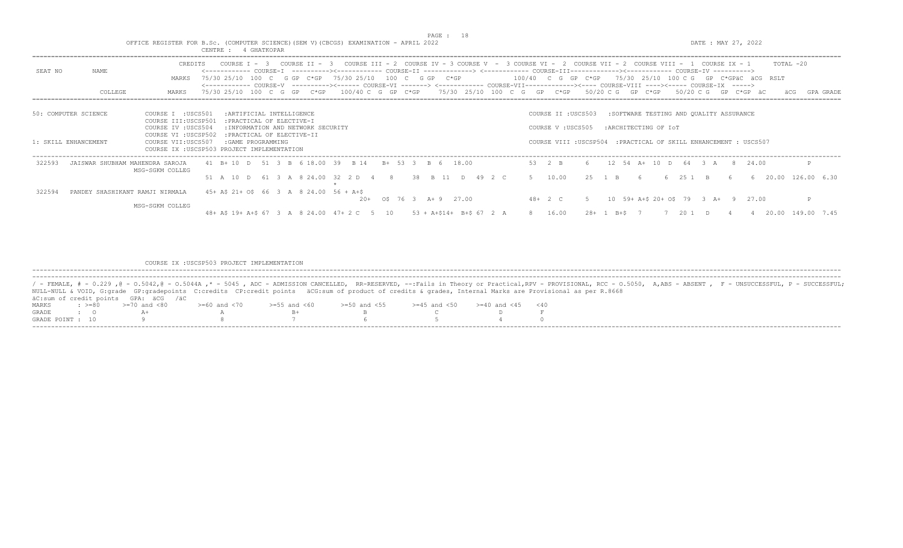OFFICE REGISTER FOR B.Sc. (COMPUTER SCIENCE)(SEM V)(CBCGS) EXAMINATION - APRIL 2022

CENTRE : 4 GHATKOPAR

DATE : MAY 27, 2022

```
SEAT NO   NAME                    CREDITS   COURSE I - 3   COURSE II - 3   COURSE III - 2  COURSE IV - 3 COURSE V  - 3 COURSE VI - 2  COURSE VII - 2  COURSE VIII - 1  COURSE IX - 1      TOTAL -20
                                            <------------ COURSE-I  ----------><------------ COURSE-II -------------> <------------ COURSE-III------------><------------ COURSE-IV ---------->
                                  MARKS     75/30 25/10  100  C   G GP  C*GP   75/30 25/10   100  C   G GP   C*GP          100/40  C  G  GP  C*GP    75/30  25/10  100 C G   GP  C*GPäC  äCG  RSLT
                                            <------------ COURSE-V  ----------><------ COURSE-VI -------> <------------ COURSE-VII------------><---- COURSE-VIII ----><----- COURSE-IX  ----->
          COLLEGE                 MARKS     75/30 25/10  100  C  G  GP   C*GP    100/40 C  G  GP  C*GP     75/30  25/10  100  C  G   GP  C*GP    50/20 C G   GP  C*GP    50/20 C G   GP  C*GP  äC      äCG   GPA GRADE

50: COMPUTER SCIENCE          COURSE I  :USCS501   :ARTIFICIAL INTELLIGENCE                                         COURSE II :USCS503   :SOFTWARE TESTING AND QUALITY ASSURANCE
                              COURSE III:USCSP501  :PRACTICAL OF ELECTIVE-I
                              COURSE IV :USCS504   :INFORMATION AND NETWORK SECURITY                                COURSE V :USCS505   :ARCHITECTING OF IoT
                              COURSE VI :USCSP502  :PRACTICAL OF ELECTIVE-II
1: SKILL ENHANCEMENT          COURSE VII:USCS507   :GAME PROGRAMMING                                                COURSE VIII :USCSP504  :PRACTICAL OF SKILL ENHANCEMENT : USCS507
                              COURSE IX :USCSP503 PROJECT IMPLEMENTATION

322593   JAISWAR SHUBHAM MAHENDRA SAROJA    41  B+ 10  D   51  3  B  6 18.00  39   B 14    B+  53  3   B  6   18.00            53  2  B      6     12  54  A+  10  D   64   3  A    8   24.00          P
         MSG-SGKM COLLEG
                                            51  A  10  D   61  3  A  8 24.00  32  2  D   4    8     38   B  11   D   49  2  C     5   10.00     25   1  B     6      6  25 1   B     6     6  20.00  126.00  6.30
                                                                                *
322594   PANDEY SHASHIKANT RAMJI NIRMALA    45+ A$ 21+ O$  66  3  A  8 24.00  56 + A+$
                                                                                 20+   O$  76  3   A+  9   27.00           48+  2  C      5     10  59+ A+$ 20+ O$  79   3  A+   9   27.00          P
         MSG-SGKM COLLEG
                                            48+ A$ 19+ A+$ 67  3  A  8 24.00  47+ 2  C   5   10    53 + A+$14+  B+$ 67  2  A     8   16.00     28+  1  B+$   7      7  20 1   D     4     4  20.00  149.00  7.45
```

COURSE IX :USCSP503 PROJECT IMPLEMENTATION

/ - FEMALE, # - 0.229 ,@ - O.5042,@ - O.5044A ,* - 5045 , ADC - ADMISSION CANCELLED, RR-RESERVED, --:Fails in Theory or Practical,RPV - PROVISIONAL, RCC - O.5050, A,ABS - ABSENT , F - UNSUCCESSFUL, P - SUCCESSFUL;
NULL-NULL & VOID, G:grade GP:gradepoints C:credits CP:credit points äCG:sum of product of credits & grades, Internal Marks are Provisional as per R.8668
äC:sum of credit points GPA: äCG /äC

| MARKS | : >=80 | >=70 and <80 | >=60 and <70 | >=55 and <60 | >=50 and <55 | >=45 and <50 | >=40 and <45 | <40 |
|---|---|---|---|---|---|---|---|---|
| GRADE | : O | A+ | A | B+ | B | C | D | F |
| GRADE POINT | : 10 | 9 | 8 | 7 | 6 | 5 | 4 | 0 |